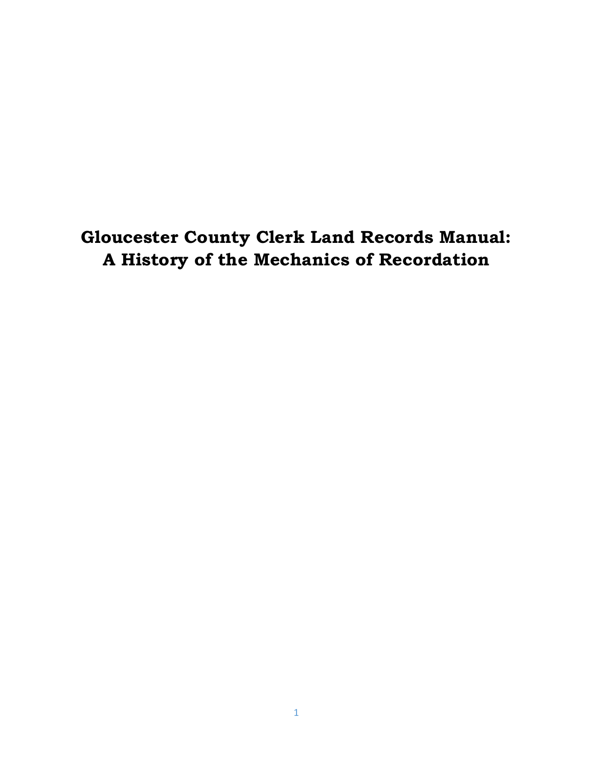# Gloucester County Clerk Land Records Manual: A History of the Mechanics of Recordation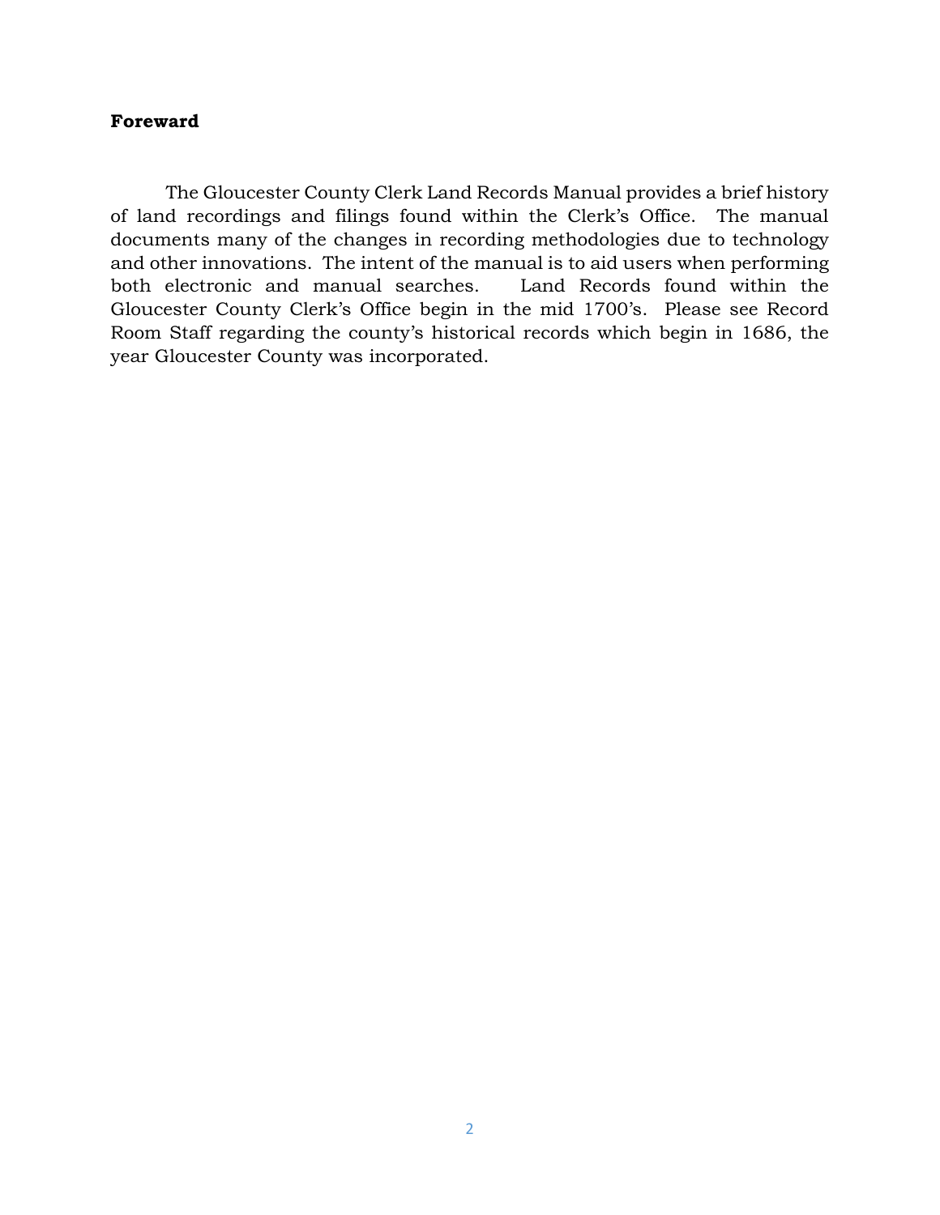**Foreward**

The Gloucester County Clerk Land Records Manual provides a brief history of land recordings and filings found within the Clerk's Office. The manual documents many of the changes in recording methodologies due to technology and other innovations. The intent of the manual is to aid users when performing both electronic and manual searches. Land Records found within the Gloucester County Clerk's Office begin in the mid 1700's. Please see Record Room Staff regarding the county's historical records which begin in 1686, the year Gloucester County was incorporated.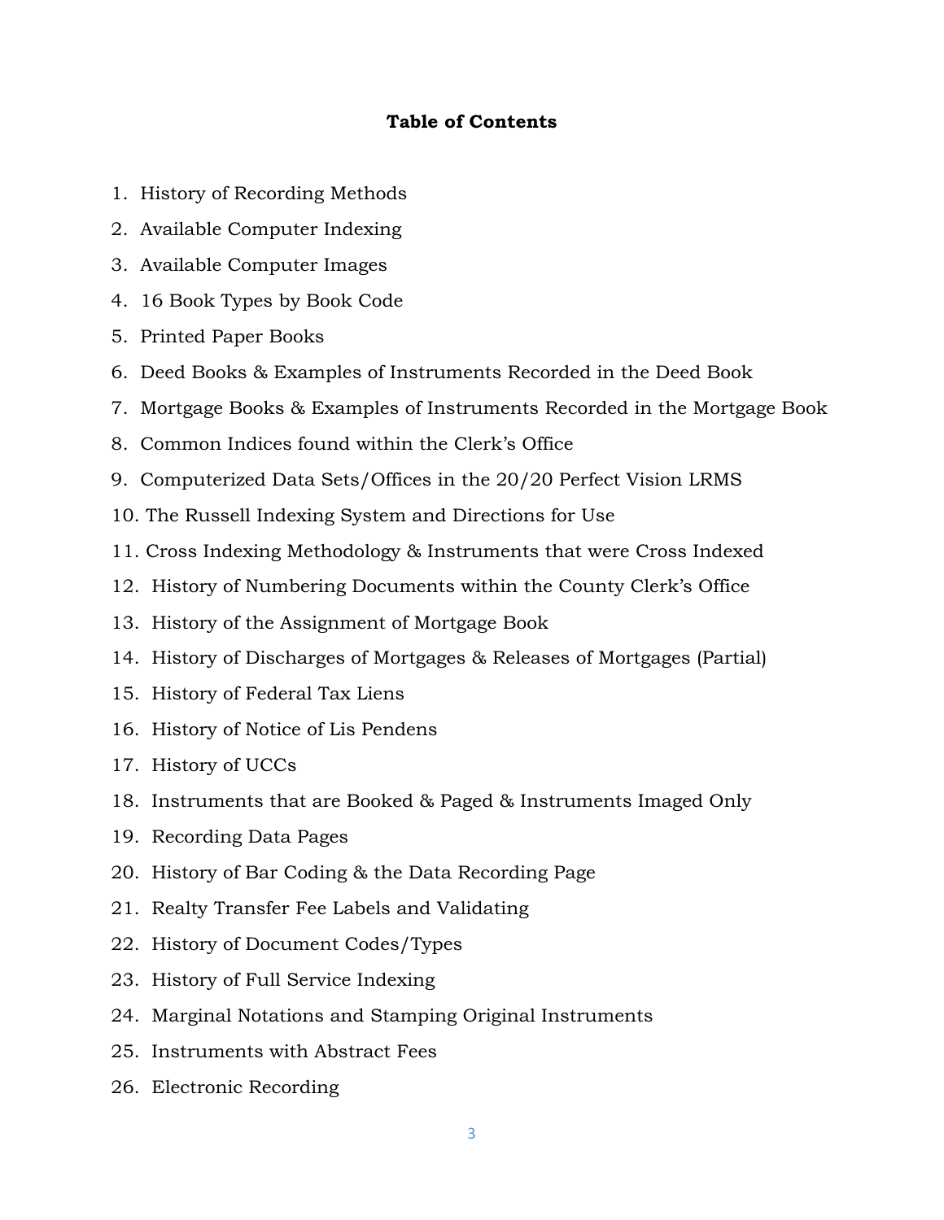# Table of Contents

1. History of Recording Methods
2. Available Computer Indexing
3. Available Computer Images
4. 16 Book Types by Book Code
5. Printed Paper Books
6. Deed Books & Examples of Instruments Recorded in the Deed Book
7. Mortgage Books & Examples of Instruments Recorded in the Mortgage Book
8. Common Indices found within the Clerk's Office
9. Computerized Data Sets/Offices in the 20/20 Perfect Vision LRMS
10. The Russell Indexing System and Directions for Use
11. Cross Indexing Methodology & Instruments that were Cross Indexed
12. History of Numbering Documents within the County Clerk's Office
13. History of the Assignment of Mortgage Book
14. History of Discharges of Mortgages & Releases of Mortgages (Partial)
15. History of Federal Tax Liens
16. History of Notice of Lis Pendens
17. History of UCCs
18. Instruments that are Booked & Paged & Instruments Imaged Only
19. Recording Data Pages
20. History of Bar Coding & the Data Recording Page
21. Realty Transfer Fee Labels and Validating
22. History of Document Codes/Types
23. History of Full Service Indexing
24. Marginal Notations and Stamping Original Instruments
25. Instruments with Abstract Fees
26. Electronic Recording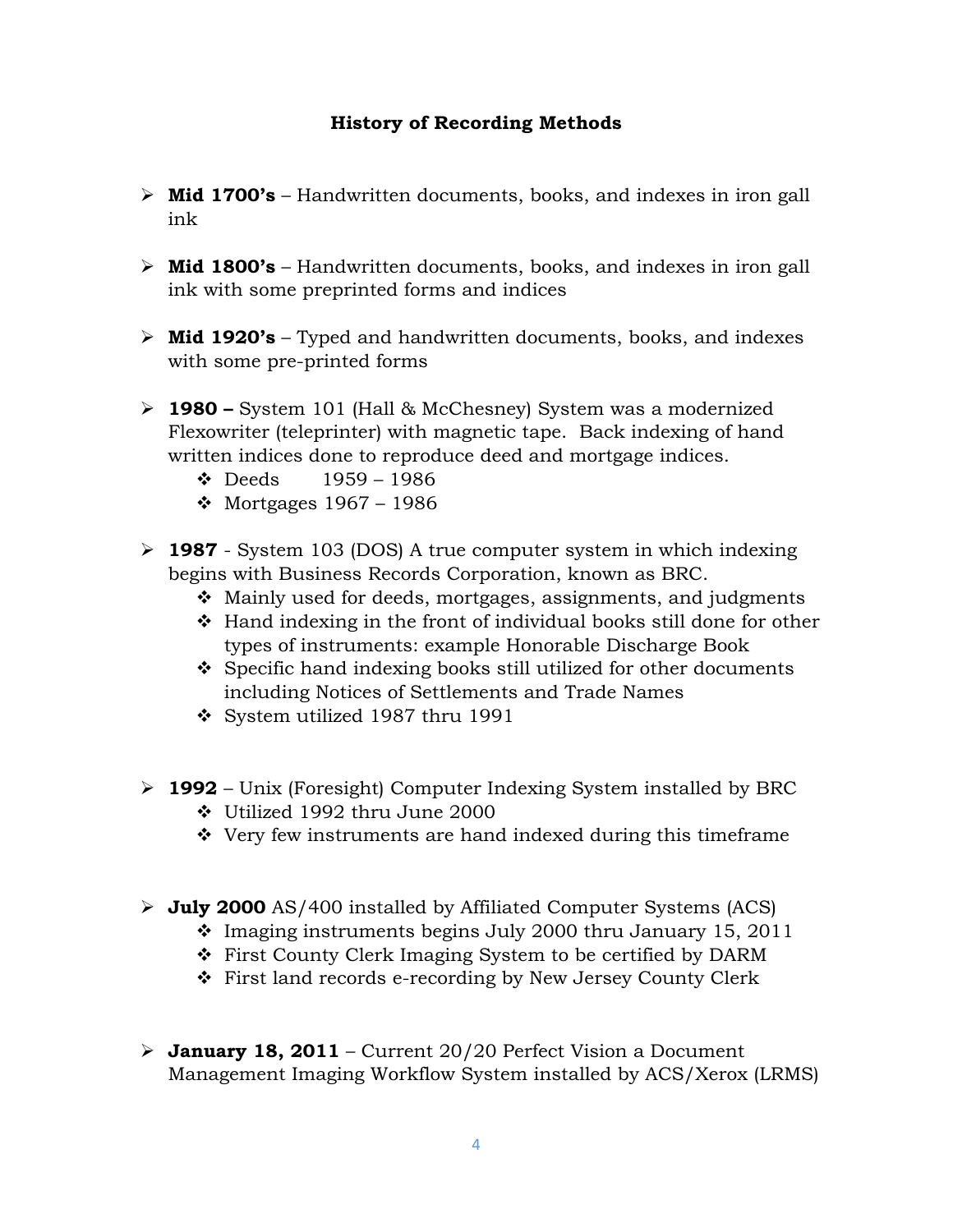# History of Recording Methods

- **Mid 1700's** – Handwritten documents, books, and indexes in iron gall ink

- **Mid 1800's** – Handwritten documents, books, and indexes in iron gall ink with some preprinted forms and indices

- **Mid 1920's** – Typed and handwritten documents, books, and indexes with some pre-printed forms

- **1980 –** System 101 (Hall & McChesney) System was a modernized Flexowriter (teleprinter) with magnetic tape. Back indexing of hand written indices done to reproduce deed and mortgage indices.
  - Deeds 1959 – 1986
  - Mortgages 1967 – 1986

- **1987** - System 103 (DOS) A true computer system in which indexing begins with Business Records Corporation, known as BRC.
  - Mainly used for deeds, mortgages, assignments, and judgments
  - Hand indexing in the front of individual books still done for other types of instruments: example Honorable Discharge Book
  - Specific hand indexing books still utilized for other documents including Notices of Settlements and Trade Names
  - System utilized 1987 thru 1991

- **1992** – Unix (Foresight) Computer Indexing System installed by BRC
  - Utilized 1992 thru June 2000
  - Very few instruments are hand indexed during this timeframe

- **July 2000** AS/400 installed by Affiliated Computer Systems (ACS)
  - Imaging instruments begins July 2000 thru January 15, 2011
  - First County Clerk Imaging System to be certified by DARM
  - First land records e-recording by New Jersey County Clerk

- **January 18, 2011** – Current 20/20 Perfect Vision a Document Management Imaging Workflow System installed by ACS/Xerox (LRMS)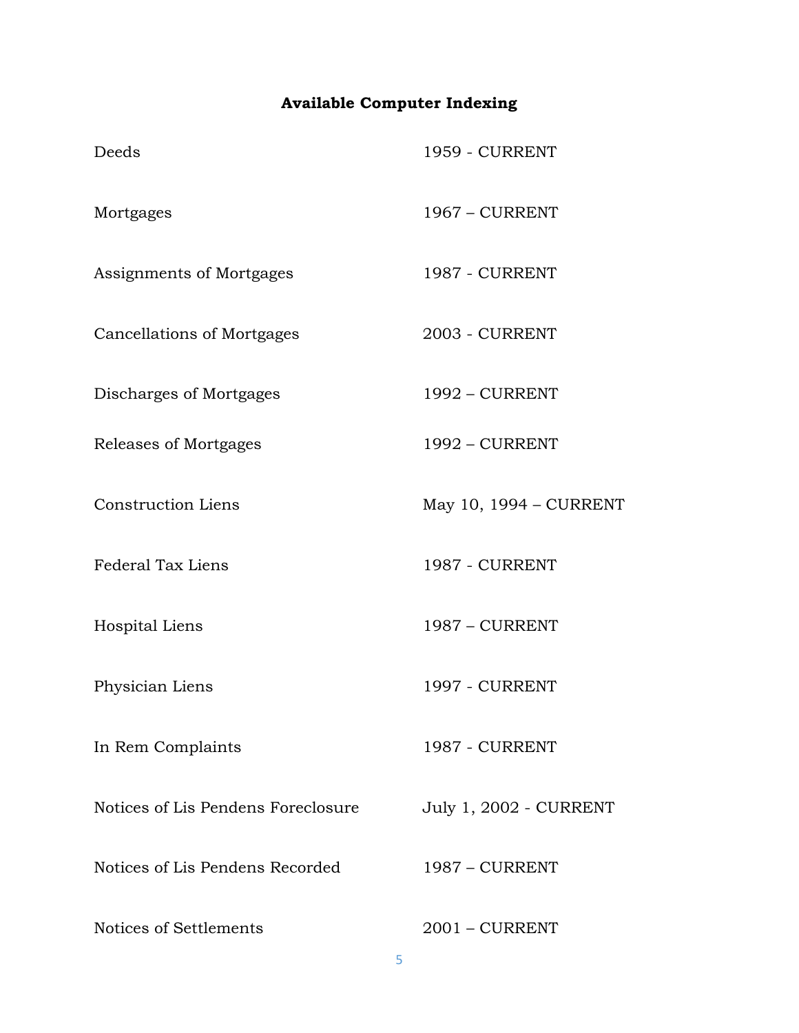## Available Computer Indexing

| | |
|---|---|
| Deeds | 1959 - CURRENT |
| Mortgages | 1967 – CURRENT |
| Assignments of Mortgages | 1987 - CURRENT |
| Cancellations of Mortgages | 2003 - CURRENT |
| Discharges of Mortgages | 1992 – CURRENT |
| Releases of Mortgages | 1992 – CURRENT |
| Construction Liens | May 10, 1994 – CURRENT |
| Federal Tax Liens | 1987 - CURRENT |
| Hospital Liens | 1987 – CURRENT |
| Physician Liens | 1997 - CURRENT |
| In Rem Complaints | 1987 - CURRENT |
| Notices of Lis Pendens Foreclosure | July 1, 2002 - CURRENT |
| Notices of Lis Pendens Recorded | 1987 – CURRENT |
| Notices of Settlements | 2001 – CURRENT |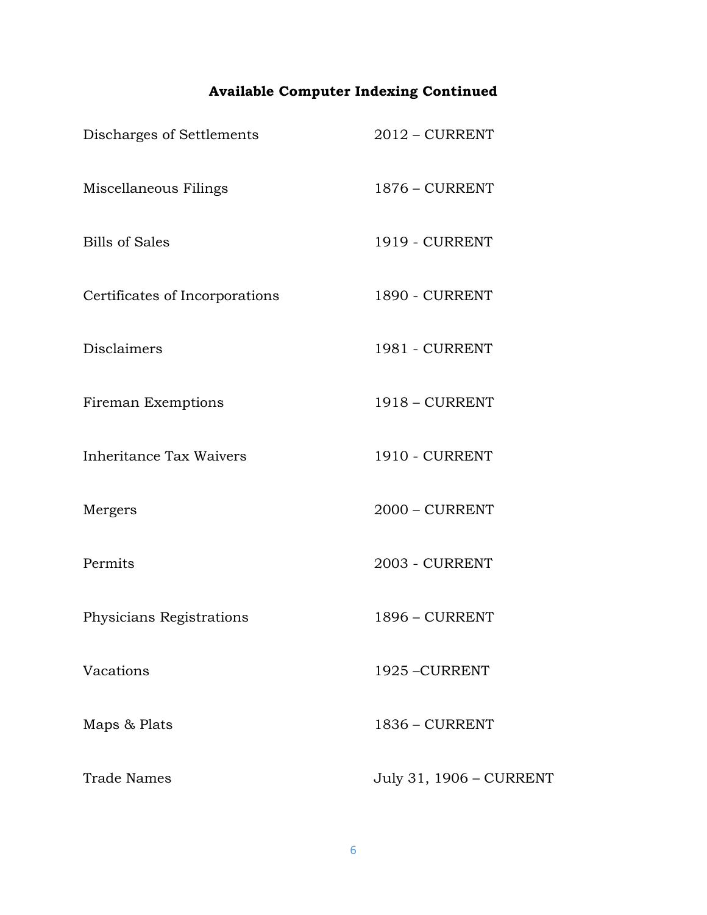### Available Computer Indexing Continued

| | |
|---|---|
| Discharges of Settlements | 2012 – CURRENT |
| Miscellaneous Filings | 1876 – CURRENT |
| Bills of Sales | 1919 - CURRENT |
| Certificates of Incorporations | 1890 - CURRENT |
| Disclaimers | 1981 - CURRENT |
| Fireman Exemptions | 1918 – CURRENT |
| Inheritance Tax Waivers | 1910 - CURRENT |
| Mergers | 2000 – CURRENT |
| Permits | 2003 - CURRENT |
| Physicians Registrations | 1896 – CURRENT |
| Vacations | 1925 –CURRENT |
| Maps & Plats | 1836 – CURRENT |
| Trade Names | July 31, 1906 – CURRENT |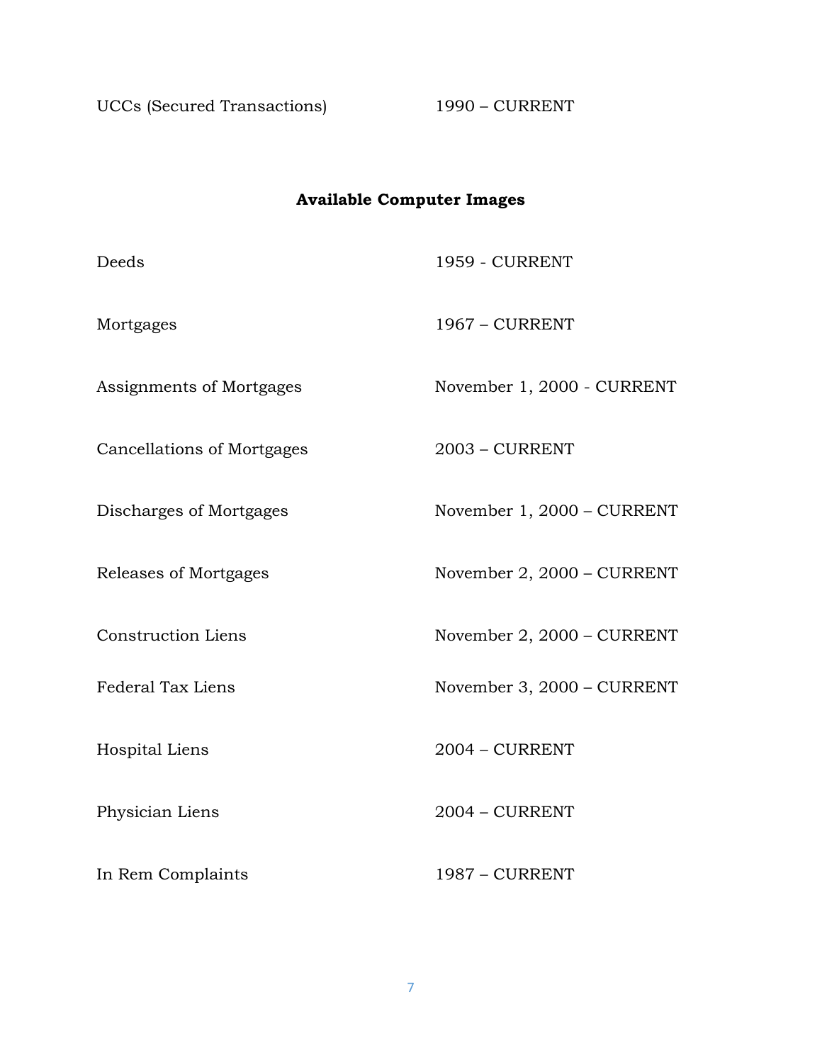| | |
|---|---|
| UCCs (Secured Transactions) | 1990 – CURRENT |

## Available Computer Images

| | |
|---|---|
| Deeds | 1959 - CURRENT |
| Mortgages | 1967 – CURRENT |
| Assignments of Mortgages | November 1, 2000 - CURRENT |
| Cancellations of Mortgages | 2003 – CURRENT |
| Discharges of Mortgages | November 1, 2000 – CURRENT |
| Releases of Mortgages | November 2, 2000 – CURRENT |
| Construction Liens | November 2, 2000 – CURRENT |
| Federal Tax Liens | November 3, 2000 – CURRENT |
| Hospital Liens | 2004 – CURRENT |
| Physician Liens | 2004 – CURRENT |
| In Rem Complaints | 1987 – CURRENT |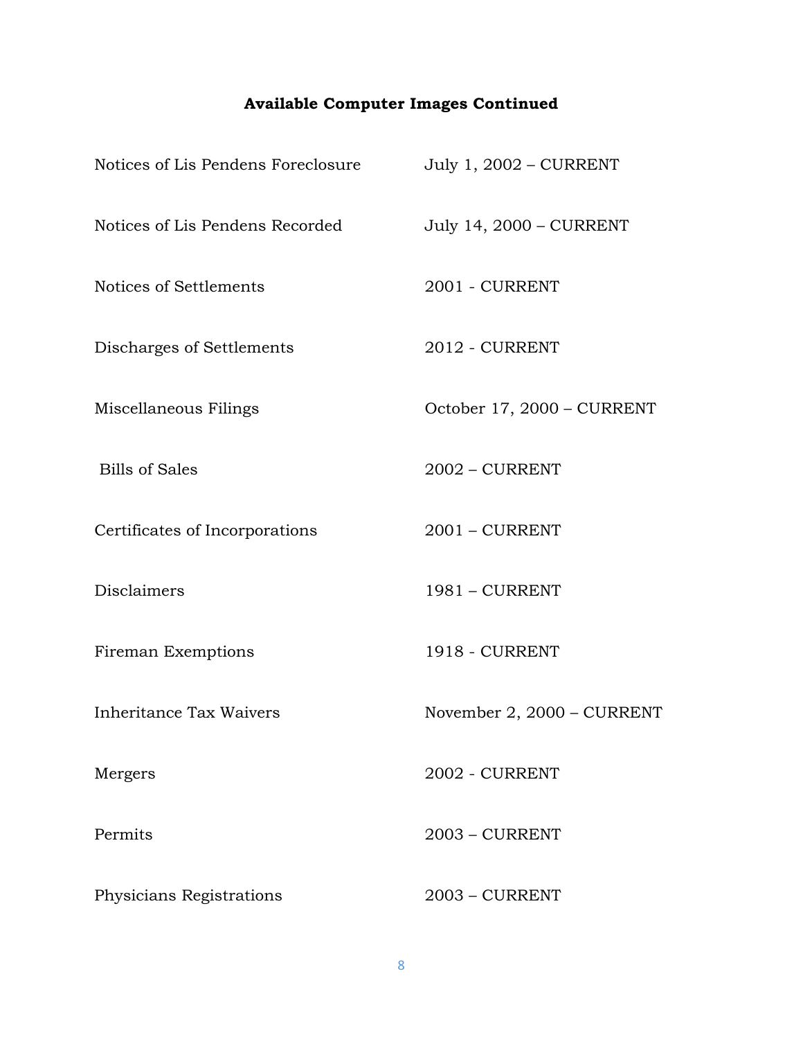## Available Computer Images Continued

| | |
|---|---|
| Notices of Lis Pendens Foreclosure | July 1, 2002 – CURRENT |
| Notices of Lis Pendens Recorded | July 14, 2000 – CURRENT |
| Notices of Settlements | 2001 - CURRENT |
| Discharges of Settlements | 2012 - CURRENT |
| Miscellaneous Filings | October 17, 2000 – CURRENT |
| Bills of Sales | 2002 – CURRENT |
| Certificates of Incorporations | 2001 – CURRENT |
| Disclaimers | 1981 – CURRENT |
| Fireman Exemptions | 1918 - CURRENT |
| Inheritance Tax Waivers | November 2, 2000 – CURRENT |
| Mergers | 2002 - CURRENT |
| Permits | 2003 – CURRENT |
| Physicians Registrations | 2003 – CURRENT |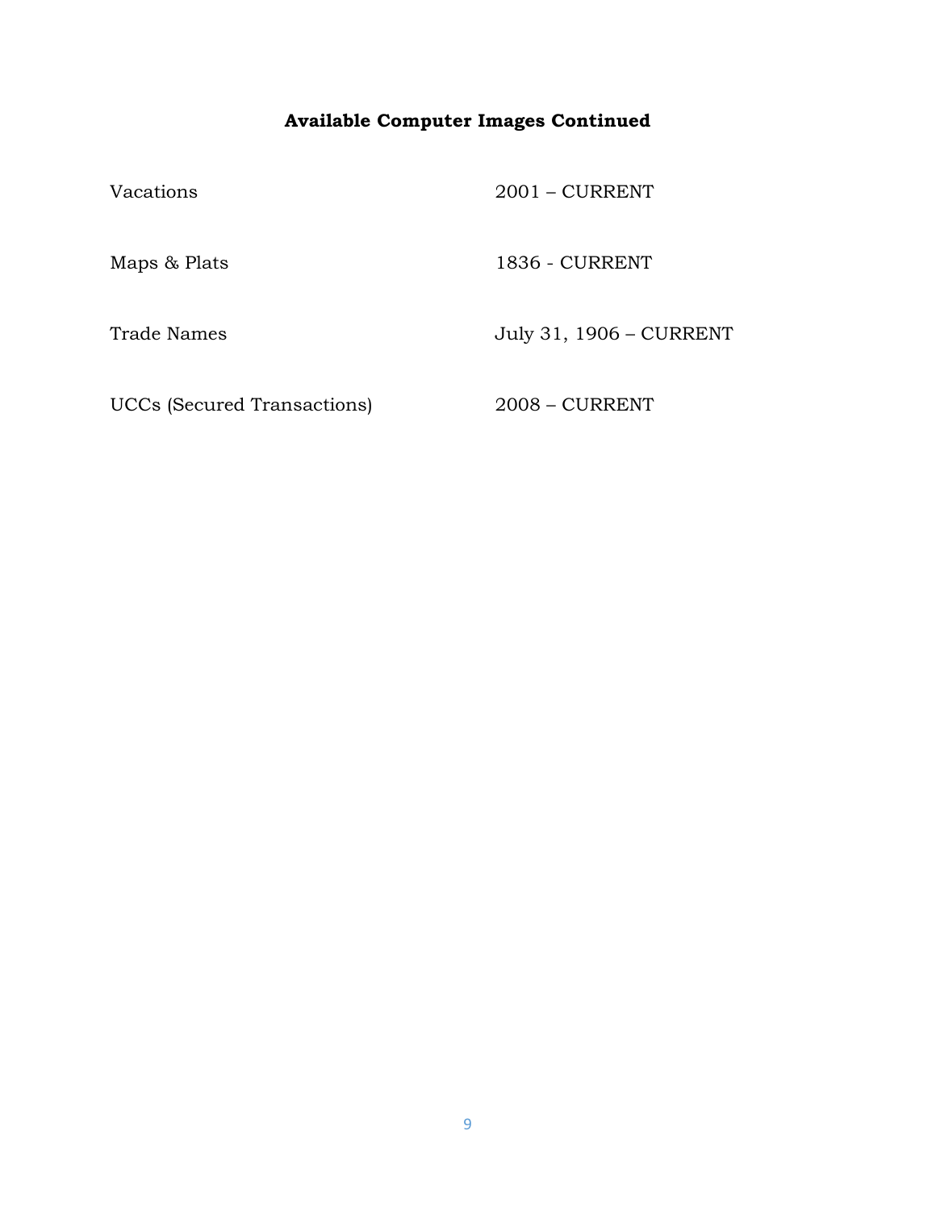## Available Computer Images Continued

| | |
|---|---|
| Vacations | 2001 – CURRENT |
| Maps & Plats | 1836 - CURRENT |
| Trade Names | July 31, 1906 – CURRENT |
| UCCs (Secured Transactions) | 2008 – CURRENT |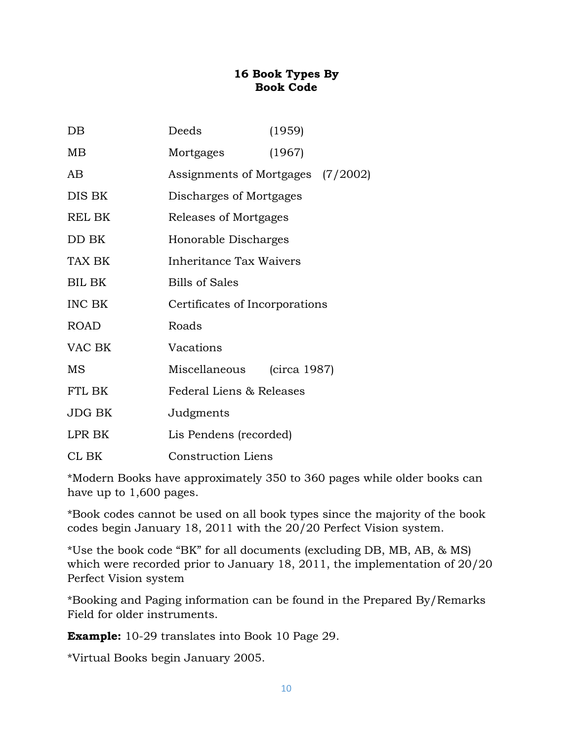# 16 Book Types By Book Code

| Code | Book Type | Date |
| --- | --- | --- |
| DB | Deeds | (1959) |
| MB | Mortgages | (1967) |
| AB | Assignments of Mortgages | (7/2002) |
| DIS BK | Discharges of Mortgages | |
| REL BK | Releases of Mortgages | |
| DD BK | Honorable Discharges | |
| TAX BK | Inheritance Tax Waivers | |
| BIL BK | Bills of Sales | |
| INC BK | Certificates of Incorporations | |
| ROAD | Roads | |
| VAC BK | Vacations | |
| MS | Miscellaneous | (circa 1987) |
| FTL BK | Federal Liens & Releases | |
| JDG BK | Judgments | |
| LPR BK | Lis Pendens (recorded) | |
| CL BK | Construction Liens | |

*Modern Books have approximately 350 to 360 pages while older books can have up to 1,600 pages.

*Book codes cannot be used on all book types since the majority of the book codes begin January 18, 2011 with the 20/20 Perfect Vision system.

*Use the book code "BK" for all documents (excluding DB, MB, AB, & MS) which were recorded prior to January 18, 2011, the implementation of 20/20 Perfect Vision system

*Booking and Paging information can be found in the Prepared By/Remarks Field for older instruments.

**Example:** 10-29 translates into Book 10 Page 29.

*Virtual Books begin January 2005.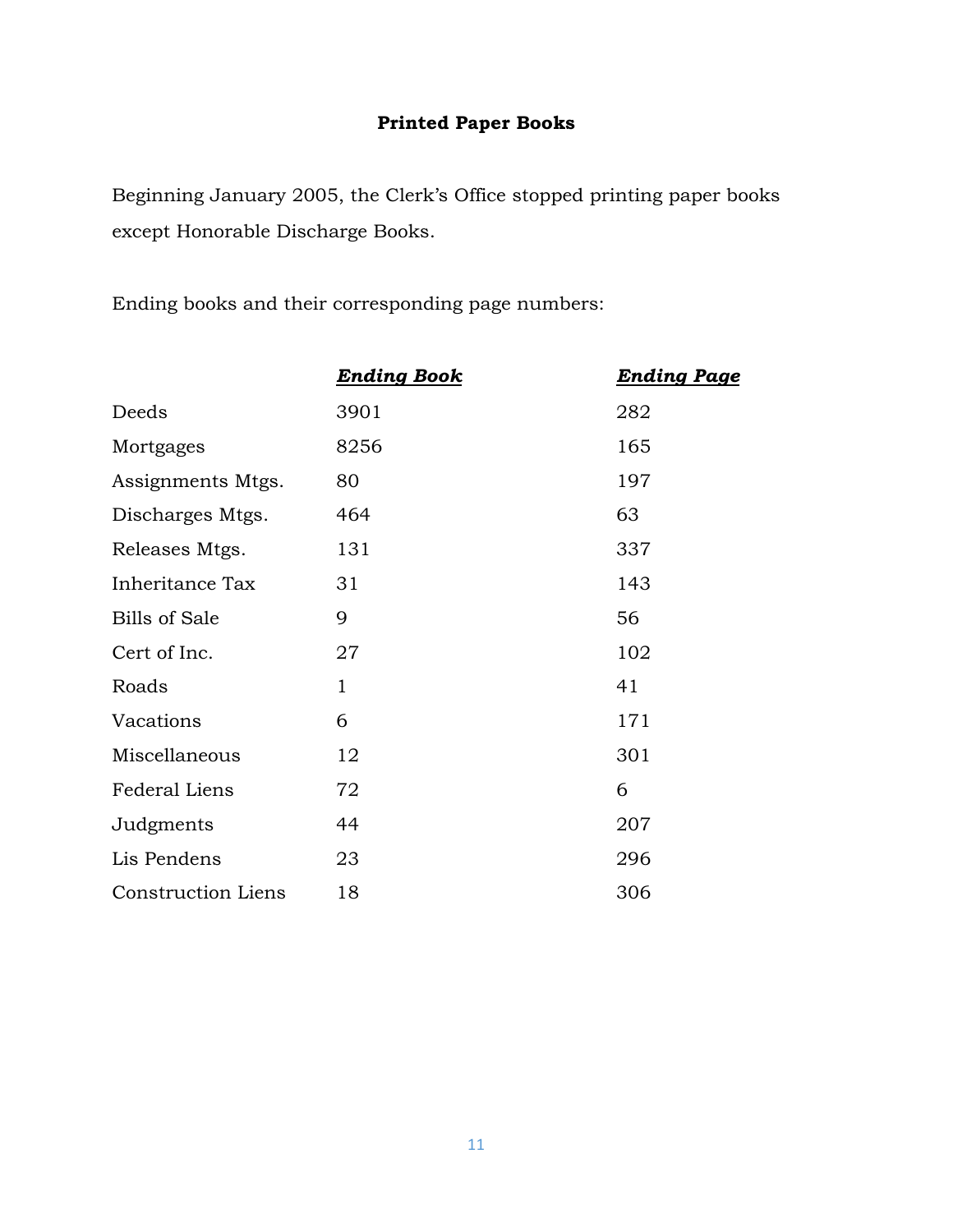## Printed Paper Books

Beginning January 2005, the Clerk's Office stopped printing paper books except Honorable Discharge Books.

Ending books and their corresponding page numbers:

| | ***Ending Book*** | ***Ending Page*** |
|---|---|---|
| Deeds | 3901 | 282 |
| Mortgages | 8256 | 165 |
| Assignments Mtgs. | 80 | 197 |
| Discharges Mtgs. | 464 | 63 |
| Releases Mtgs. | 131 | 337 |
| Inheritance Tax | 31 | 143 |
| Bills of Sale | 9 | 56 |
| Cert of Inc. | 27 | 102 |
| Roads | 1 | 41 |
| Vacations | 6 | 171 |
| Miscellaneous | 12 | 301 |
| Federal Liens | 72 | 6 |
| Judgments | 44 | 207 |
| Lis Pendens | 23 | 296 |
| Construction Liens | 18 | 306 |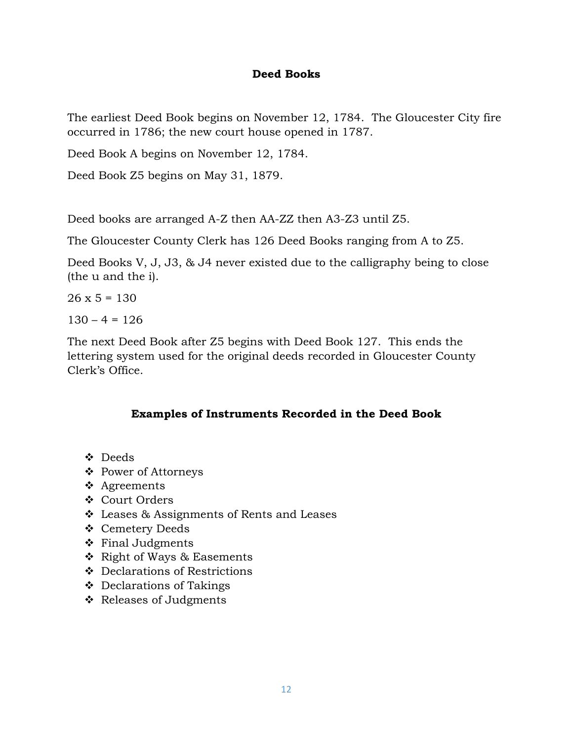## Deed Books

The earliest Deed Book begins on November 12, 1784. The Gloucester City fire occurred in 1786; the new court house opened in 1787.

Deed Book A begins on November 12, 1784.

Deed Book Z5 begins on May 31, 1879.

Deed books are arranged A-Z then AA-ZZ then A3-Z3 until Z5.

The Gloucester County Clerk has 126 Deed Books ranging from A to Z5.

Deed Books V, J, J3, & J4 never existed due to the calligraphy being to close (the u and the i).

26 x 5 = 130

130 – 4 = 126

The next Deed Book after Z5 begins with Deed Book 127. This ends the lettering system used for the original deeds recorded in Gloucester County Clerk's Office.

## Examples of Instruments Recorded in the Deed Book

- Deeds
- Power of Attorneys
- Agreements
- Court Orders
- Leases & Assignments of Rents and Leases
- Cemetery Deeds
- Final Judgments
- Right of Ways & Easements
- Declarations of Restrictions
- Declarations of Takings
- Releases of Judgments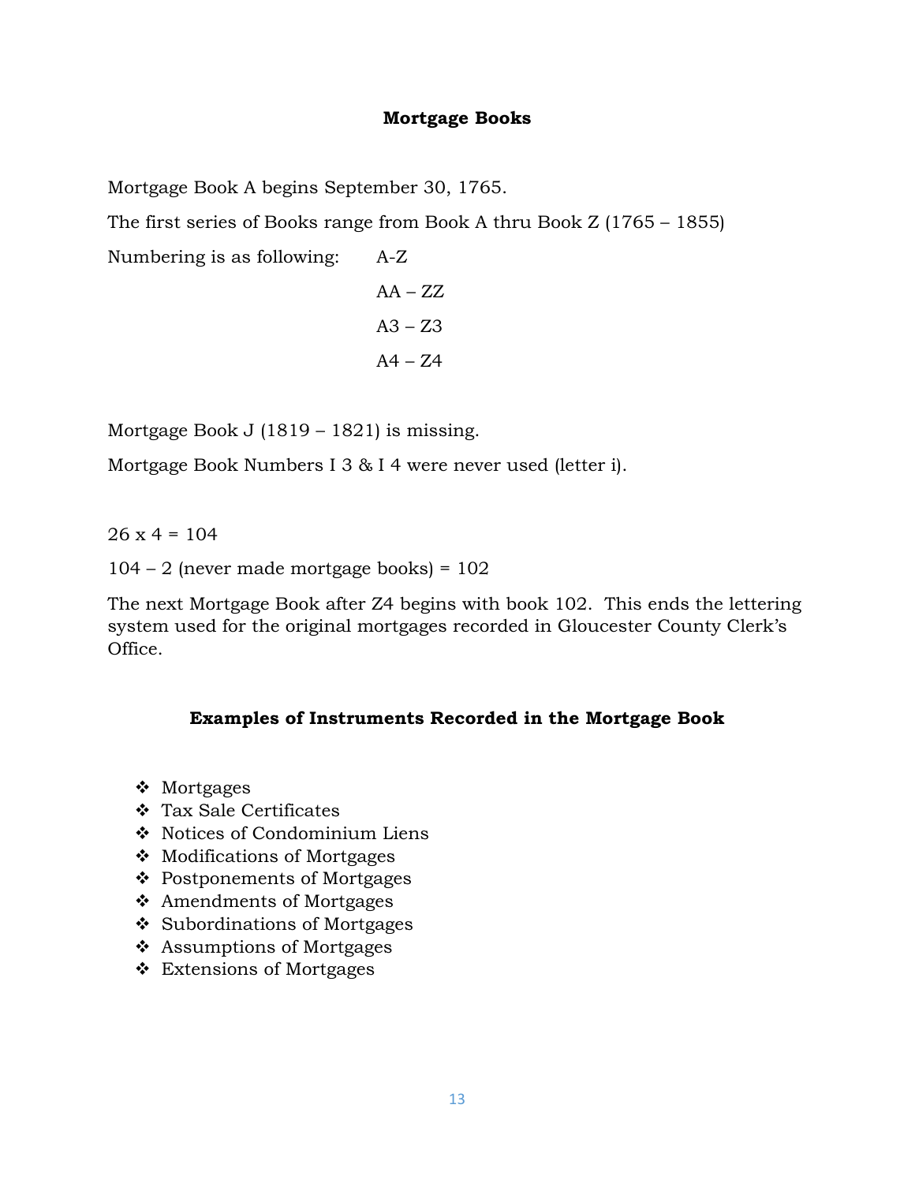## Mortgage Books

Mortgage Book A begins September 30, 1765.

The first series of Books range from Book A thru Book Z (1765 – 1855)

Numbering is as following: A-Z

AA – ZZ

A3 – Z3

A4 – Z4

Mortgage Book J (1819 – 1821) is missing.

Mortgage Book Numbers I 3 & I 4 were never used (letter i).

26 x 4 = 104

104 – 2 (never made mortgage books) = 102

The next Mortgage Book after Z4 begins with book 102. This ends the lettering system used for the original mortgages recorded in Gloucester County Clerk's Office.

### Examples of Instruments Recorded in the Mortgage Book

- Mortgages
- Tax Sale Certificates
- Notices of Condominium Liens
- Modifications of Mortgages
- Postponements of Mortgages
- Amendments of Mortgages
- Subordinations of Mortgages
- Assumptions of Mortgages
- Extensions of Mortgages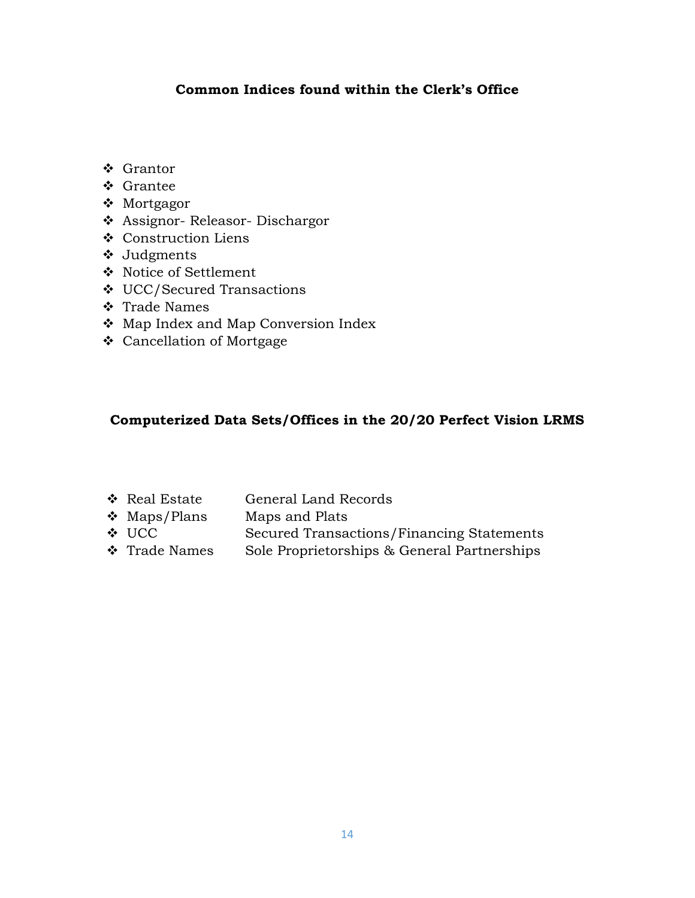### Common Indices found within the Clerk's Office

- Grantor
- Grantee
- Mortgagor
- Assignor- Releasor- Dischargor
- Construction Liens
- Judgments
- Notice of Settlement
- UCC/Secured Transactions
- Trade Names
- Map Index and Map Conversion Index
- Cancellation of Mortgage

### Computerized Data Sets/Offices in the 20/20 Perfect Vision LRMS

| | |
|---|---|
| Real Estate | General Land Records |
| Maps/Plans | Maps and Plats |
| UCC | Secured Transactions/Financing Statements |
| Trade Names | Sole Proprietorships & General Partnerships |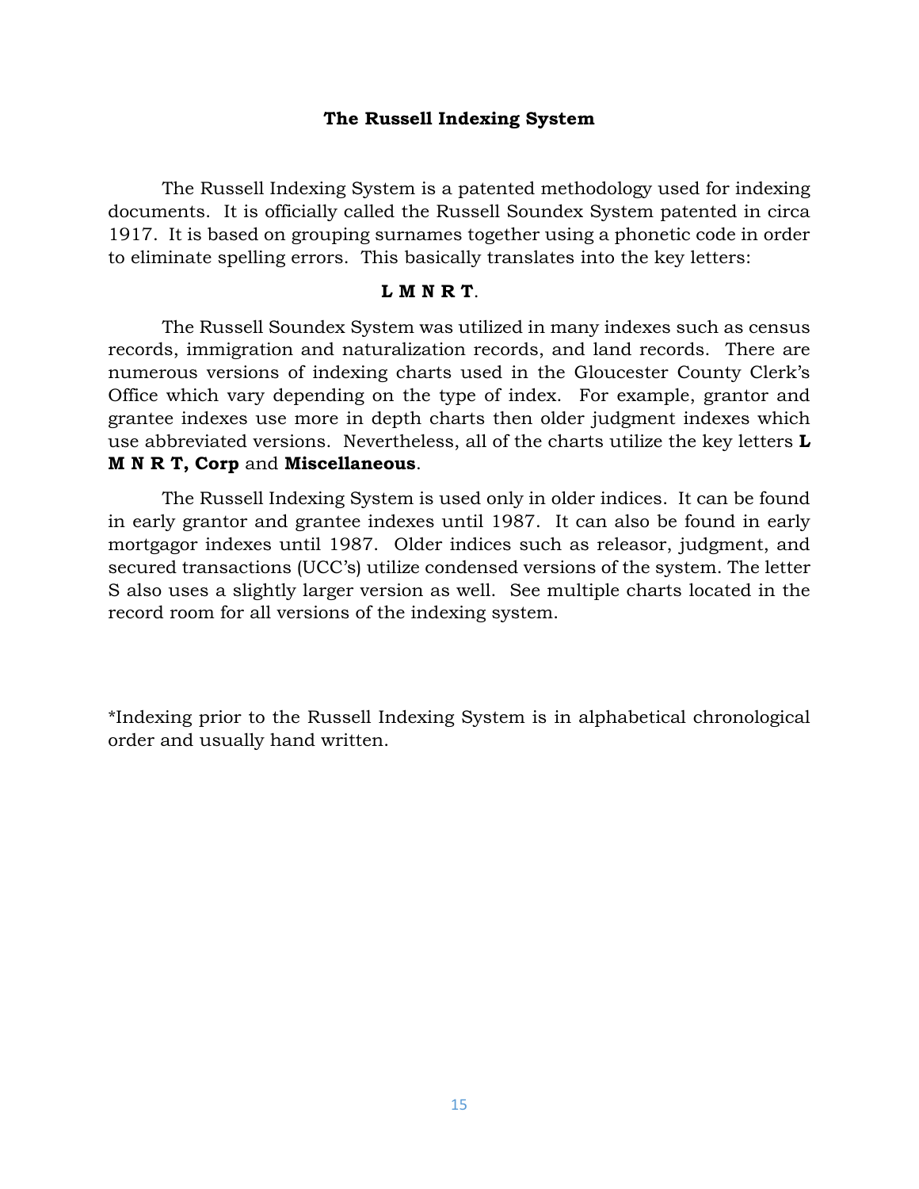## The Russell Indexing System

The Russell Indexing System is a patented methodology used for indexing documents. It is officially called the Russell Soundex System patented in circa 1917. It is based on grouping surnames together using a phonetic code in order to eliminate spelling errors. This basically translates into the key letters:

**L M N R T**.

The Russell Soundex System was utilized in many indexes such as census records, immigration and naturalization records, and land records. There are numerous versions of indexing charts used in the Gloucester County Clerk's Office which vary depending on the type of index. For example, grantor and grantee indexes use more in depth charts then older judgment indexes which use abbreviated versions. Nevertheless, all of the charts utilize the key letters **L M N R T, Corp** and **Miscellaneous**.

The Russell Indexing System is used only in older indices. It can be found in early grantor and grantee indexes until 1987. It can also be found in early mortgagor indexes until 1987. Older indices such as releasor, judgment, and secured transactions (UCC's) utilize condensed versions of the system. The letter S also uses a slightly larger version as well. See multiple charts located in the record room for all versions of the indexing system.

*Indexing prior to the Russell Indexing System is in alphabetical chronological order and usually hand written.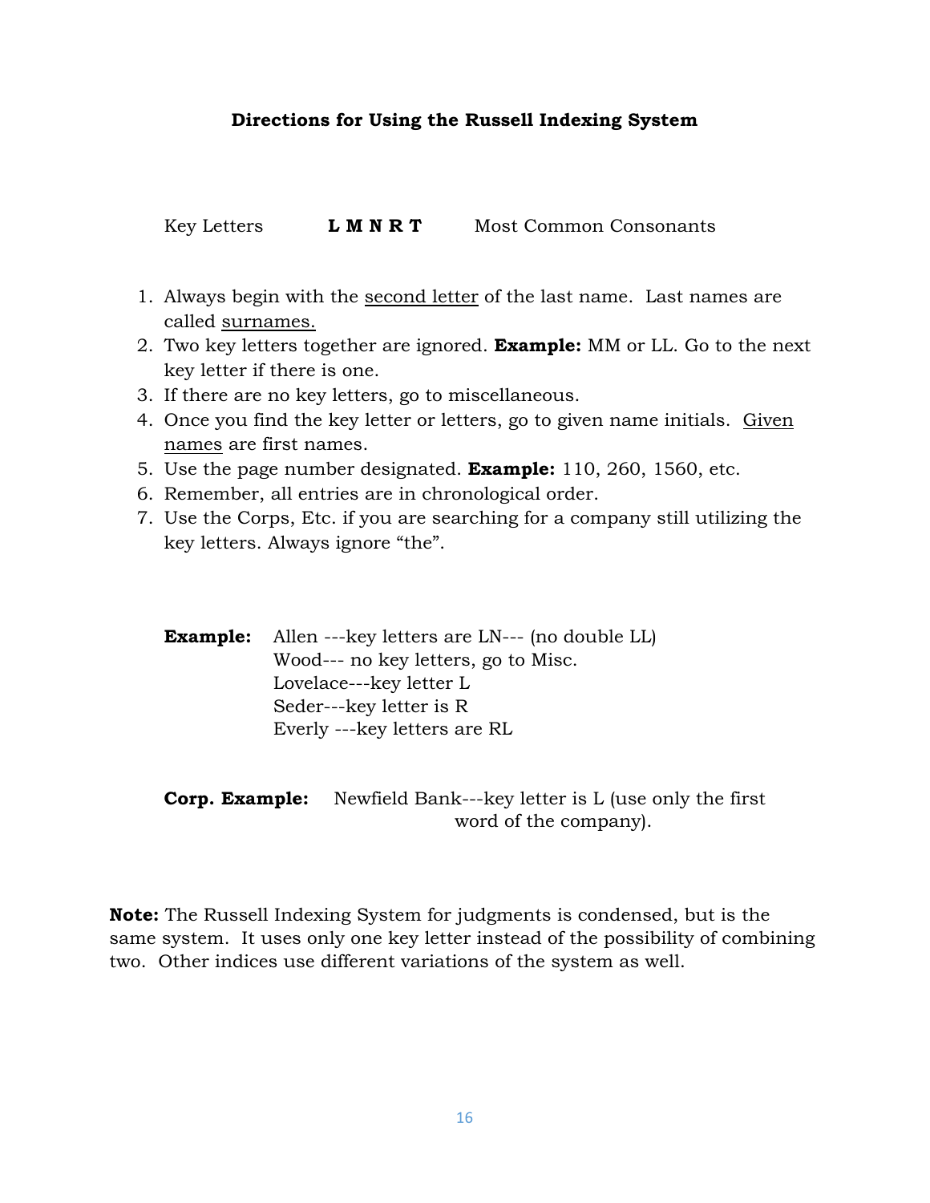## Directions for Using the Russell Indexing System

Key Letters **L M N R T** Most Common Consonants

1. Always begin with the second letter of the last name. Last names are called surnames.
2. Two key letters together are ignored. **Example:** MM or LL. Go to the next key letter if there is one.
3. If there are no key letters, go to miscellaneous.
4. Once you find the key letter or letters, go to given name initials. Given names are first names.
5. Use the page number designated. **Example:** 110, 260, 1560, etc.
6. Remember, all entries are in chronological order.
7. Use the Corps, Etc. if you are searching for a company still utilizing the key letters. Always ignore "the".

**Example:** Allen ---key letters are LN--- (no double LL)
Wood--- no key letters, go to Misc.
Lovelace---key letter L
Seder---key letter is R
Everly ---key letters are RL

**Corp. Example:** Newfield Bank---key letter is L (use only the first word of the company).

**Note:** The Russell Indexing System for judgments is condensed, but is the same system. It uses only one key letter instead of the possibility of combining two. Other indices use different variations of the system as well.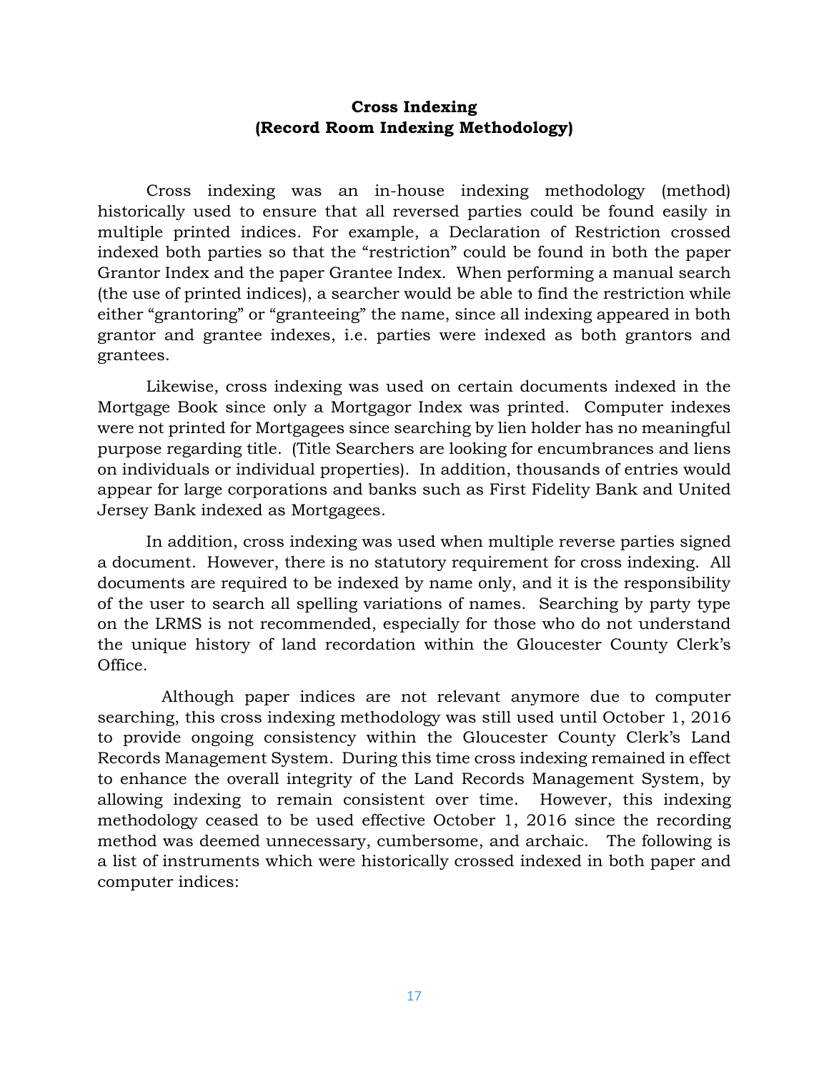**Cross Indexing**
**(Record Room Indexing Methodology)**

Cross indexing was an in-house indexing methodology (method) historically used to ensure that all reversed parties could be found easily in multiple printed indices. For example, a Declaration of Restriction crossed indexed both parties so that the "restriction" could be found in both the paper Grantor Index and the paper Grantee Index. When performing a manual search (the use of printed indices), a searcher would be able to find the restriction while either "grantoring" or "granteeing" the name, since all indexing appeared in both grantor and grantee indexes, i.e. parties were indexed as both grantors and grantees.

Likewise, cross indexing was used on certain documents indexed in the Mortgage Book since only a Mortgagor Index was printed. Computer indexes were not printed for Mortgagees since searching by lien holder has no meaningful purpose regarding title. (Title Searchers are looking for encumbrances and liens on individuals or individual properties). In addition, thousands of entries would appear for large corporations and banks such as First Fidelity Bank and United Jersey Bank indexed as Mortgagees.

In addition, cross indexing was used when multiple reverse parties signed a document. However, there is no statutory requirement for cross indexing. All documents are required to be indexed by name only, and it is the responsibility of the user to search all spelling variations of names. Searching by party type on the LRMS is not recommended, especially for those who do not understand the unique history of land recordation within the Gloucester County Clerk's Office.

Although paper indices are not relevant anymore due to computer searching, this cross indexing methodology was still used until October 1, 2016 to provide ongoing consistency within the Gloucester County Clerk's Land Records Management System. During this time cross indexing remained in effect to enhance the overall integrity of the Land Records Management System, by allowing indexing to remain consistent over time. However, this indexing methodology ceased to be used effective October 1, 2016 since the recording method was deemed unnecessary, cumbersome, and archaic. The following is a list of instruments which were historically crossed indexed in both paper and computer indices: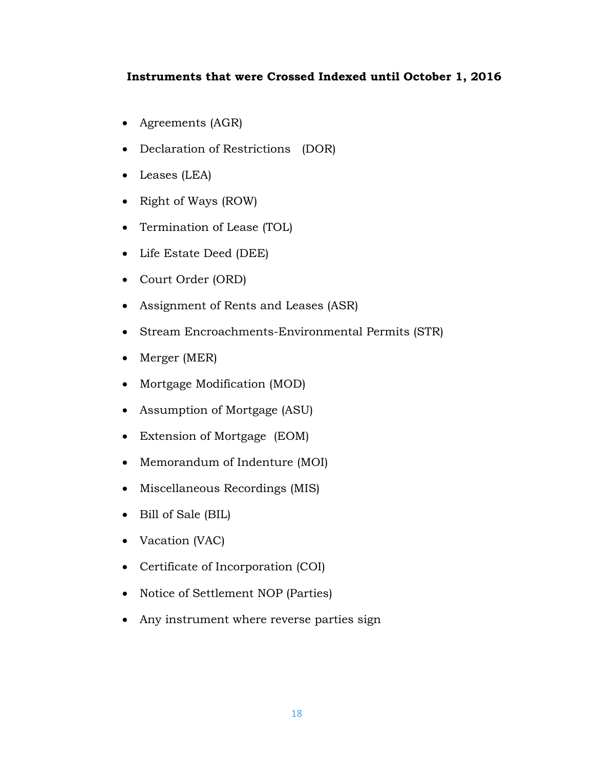**Instruments that were Crossed Indexed until October 1, 2016**

- Agreements (AGR)
- Declaration of Restrictions (DOR)
- Leases (LEA)
- Right of Ways (ROW)
- Termination of Lease (TOL)
- Life Estate Deed (DEE)
- Court Order (ORD)
- Assignment of Rents and Leases (ASR)
- Stream Encroachments-Environmental Permits (STR)
- Merger (MER)
- Mortgage Modification (MOD)
- Assumption of Mortgage (ASU)
- Extension of Mortgage (EOM)
- Memorandum of Indenture (MOI)
- Miscellaneous Recordings (MIS)
- Bill of Sale (BIL)
- Vacation (VAC)
- Certificate of Incorporation (COI)
- Notice of Settlement NOP (Parties)
- Any instrument where reverse parties sign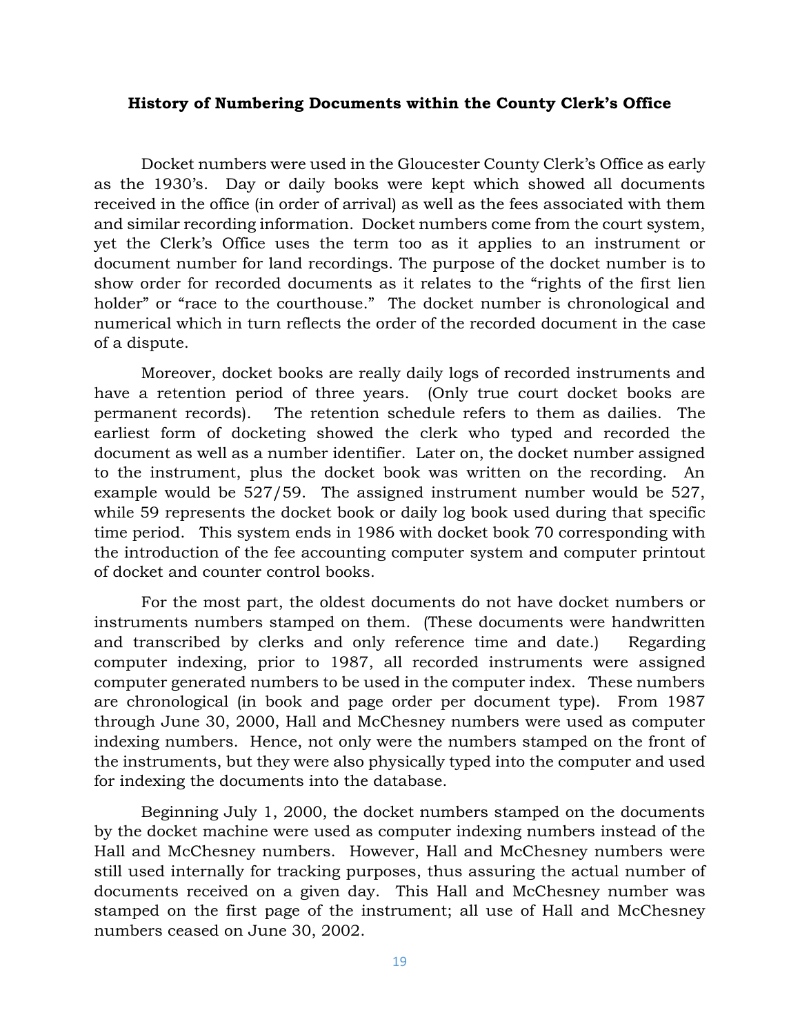**History of Numbering Documents within the County Clerk's Office**

Docket numbers were used in the Gloucester County Clerk's Office as early as the 1930's. Day or daily books were kept which showed all documents received in the office (in order of arrival) as well as the fees associated with them and similar recording information. Docket numbers come from the court system, yet the Clerk's Office uses the term too as it applies to an instrument or document number for land recordings. The purpose of the docket number is to show order for recorded documents as it relates to the "rights of the first lien holder" or "race to the courthouse." The docket number is chronological and numerical which in turn reflects the order of the recorded document in the case of a dispute.

Moreover, docket books are really daily logs of recorded instruments and have a retention period of three years. (Only true court docket books are permanent records). The retention schedule refers to them as dailies. The earliest form of docketing showed the clerk who typed and recorded the document as well as a number identifier. Later on, the docket number assigned to the instrument, plus the docket book was written on the recording. An example would be 527/59. The assigned instrument number would be 527, while 59 represents the docket book or daily log book used during that specific time period. This system ends in 1986 with docket book 70 corresponding with the introduction of the fee accounting computer system and computer printout of docket and counter control books.

For the most part, the oldest documents do not have docket numbers or instruments numbers stamped on them. (These documents were handwritten and transcribed by clerks and only reference time and date.) Regarding computer indexing, prior to 1987, all recorded instruments were assigned computer generated numbers to be used in the computer index. These numbers are chronological (in book and page order per document type). From 1987 through June 30, 2000, Hall and McChesney numbers were used as computer indexing numbers. Hence, not only were the numbers stamped on the front of the instruments, but they were also physically typed into the computer and used for indexing the documents into the database.

Beginning July 1, 2000, the docket numbers stamped on the documents by the docket machine were used as computer indexing numbers instead of the Hall and McChesney numbers. However, Hall and McChesney numbers were still used internally for tracking purposes, thus assuring the actual number of documents received on a given day. This Hall and McChesney number was stamped on the first page of the instrument; all use of Hall and McChesney numbers ceased on June 30, 2002.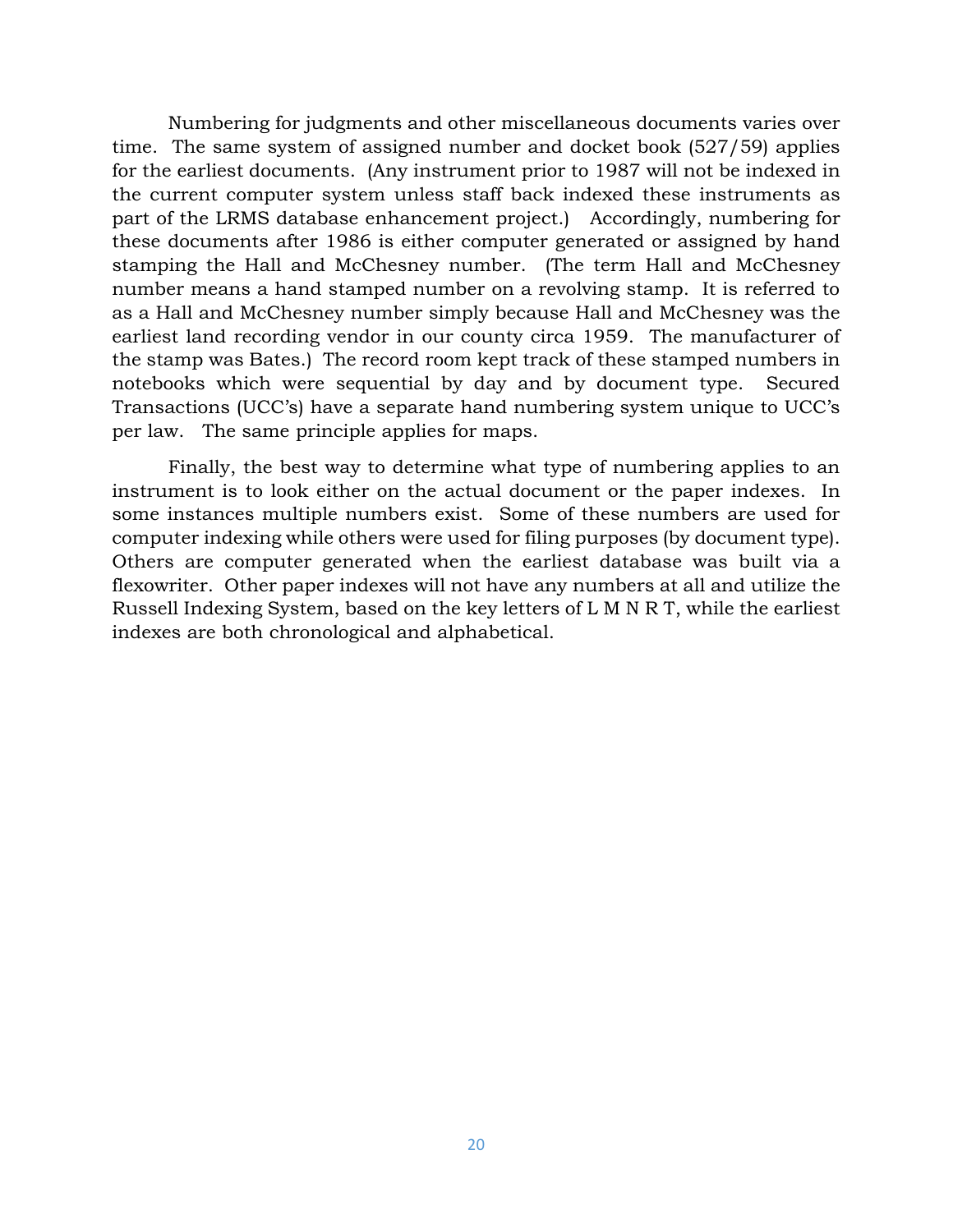Numbering for judgments and other miscellaneous documents varies over time. The same system of assigned number and docket book (527/59) applies for the earliest documents. (Any instrument prior to 1987 will not be indexed in the current computer system unless staff back indexed these instruments as part of the LRMS database enhancement project.) Accordingly, numbering for these documents after 1986 is either computer generated or assigned by hand stamping the Hall and McChesney number. (The term Hall and McChesney number means a hand stamped number on a revolving stamp. It is referred to as a Hall and McChesney number simply because Hall and McChesney was the earliest land recording vendor in our county circa 1959. The manufacturer of the stamp was Bates.) The record room kept track of these stamped numbers in notebooks which were sequential by day and by document type. Secured Transactions (UCC's) have a separate hand numbering system unique to UCC's per law. The same principle applies for maps.

Finally, the best way to determine what type of numbering applies to an instrument is to look either on the actual document or the paper indexes. In some instances multiple numbers exist. Some of these numbers are used for computer indexing while others were used for filing purposes (by document type). Others are computer generated when the earliest database was built via a flexowriter. Other paper indexes will not have any numbers at all and utilize the Russell Indexing System, based on the key letters of L M N R T, while the earliest indexes are both chronological and alphabetical.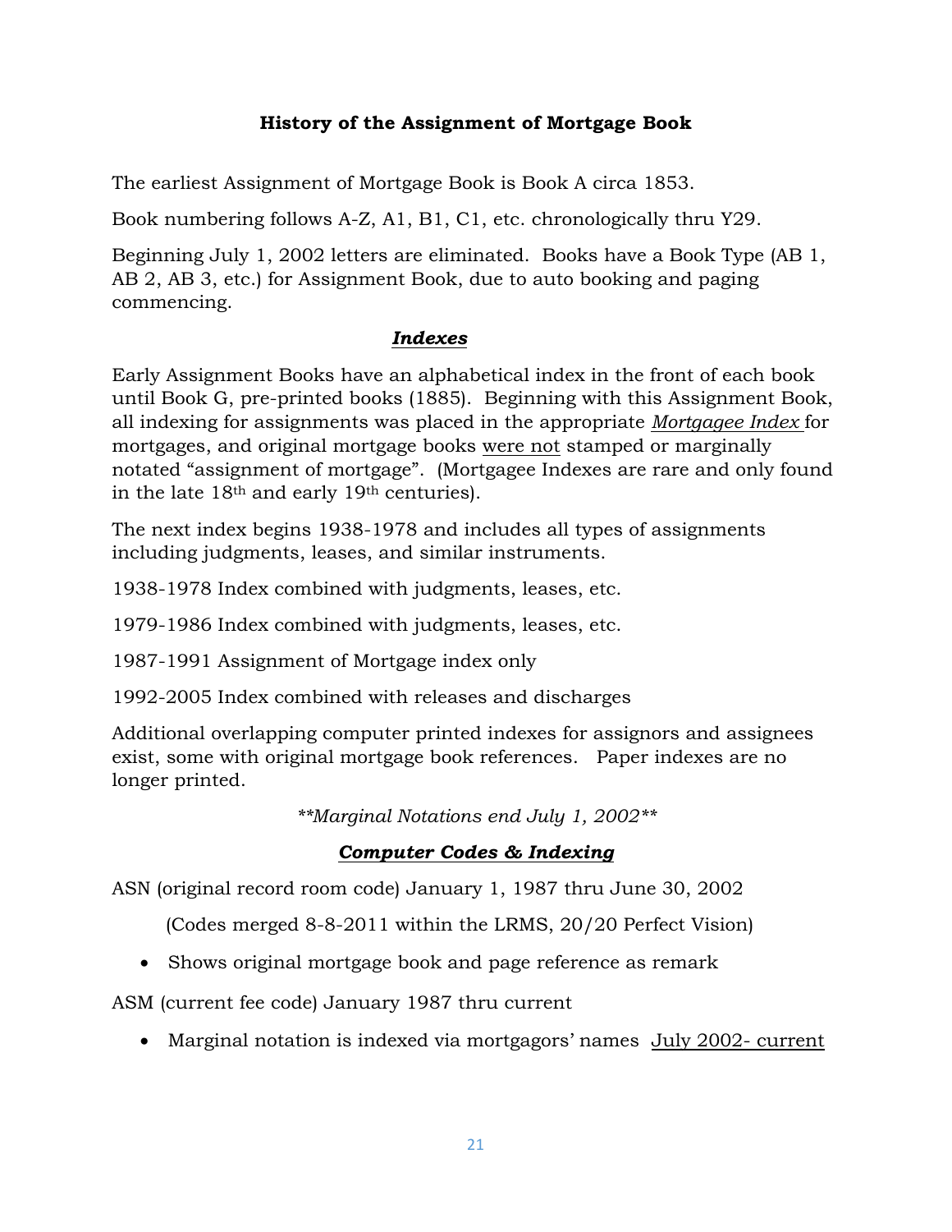## History of the Assignment of Mortgage Book

The earliest Assignment of Mortgage Book is Book A circa 1853.

Book numbering follows A-Z, A1, B1, C1, etc. chronologically thru Y29.

Beginning July 1, 2002 letters are eliminated. Books have a Book Type (AB 1, AB 2, AB 3, etc.) for Assignment Book, due to auto booking and paging commencing.

### ***Indexes***

Early Assignment Books have an alphabetical index in the front of each book until Book G, pre-printed books (1885). Beginning with this Assignment Book, all indexing for assignments was placed in the appropriate *Mortgagee Index* for mortgages, and original mortgage books were not stamped or marginally notated "assignment of mortgage". (Mortgagee Indexes are rare and only found in the late 18th and early 19th centuries).

The next index begins 1938-1978 and includes all types of assignments including judgments, leases, and similar instruments.

1938-1978 Index combined with judgments, leases, etc.

1979-1986 Index combined with judgments, leases, etc.

1987-1991 Assignment of Mortgage index only

1992-2005 Index combined with releases and discharges

Additional overlapping computer printed indexes for assignors and assignees exist, some with original mortgage book references. Paper indexes are no longer printed.

*\*\*Marginal Notations end July 1, 2002\*\**

### ***Computer Codes & Indexing***

ASN (original record room code) January 1, 1987 thru June 30, 2002

(Codes merged 8-8-2011 within the LRMS, 20/20 Perfect Vision)

- Shows original mortgage book and page reference as remark

ASM (current fee code) January 1987 thru current

- Marginal notation is indexed via mortgagors' names July 2002- current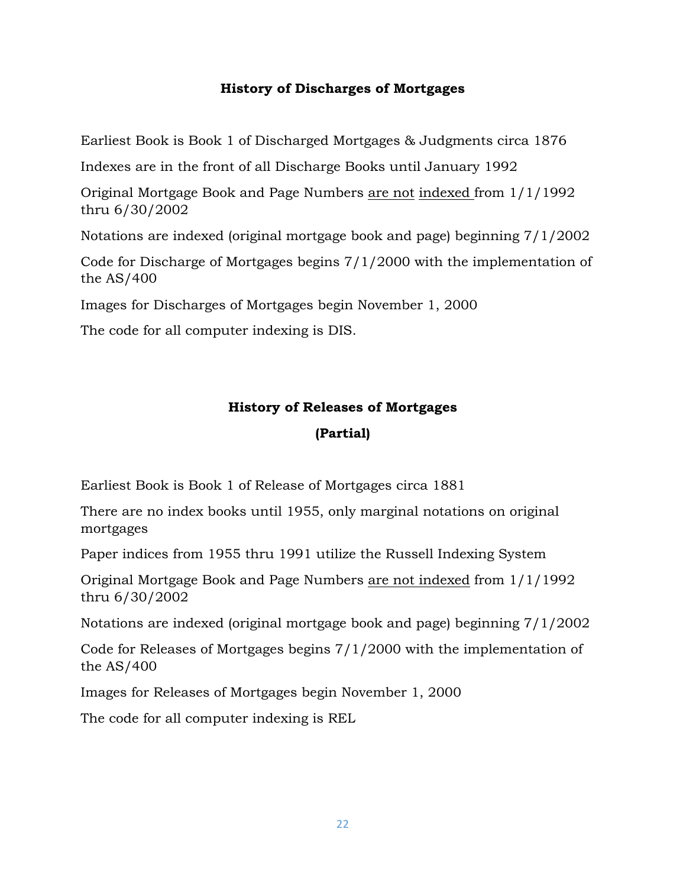## History of Discharges of Mortgages

Earliest Book is Book 1 of Discharged Mortgages & Judgments circa 1876

Indexes are in the front of all Discharge Books until January 1992

Original Mortgage Book and Page Numbers <u>are not</u> <u>indexed</u> from 1/1/1992 thru 6/30/2002

Notations are indexed (original mortgage book and page) beginning 7/1/2002

Code for Discharge of Mortgages begins 7/1/2000 with the implementation of the AS/400

Images for Discharges of Mortgages begin November 1, 2000

The code for all computer indexing is DIS.

## History of Releases of Mortgages

## (Partial)

Earliest Book is Book 1 of Release of Mortgages circa 1881

There are no index books until 1955, only marginal notations on original mortgages

Paper indices from 1955 thru 1991 utilize the Russell Indexing System

Original Mortgage Book and Page Numbers <u>are not indexed</u> from 1/1/1992 thru 6/30/2002

Notations are indexed (original mortgage book and page) beginning 7/1/2002

Code for Releases of Mortgages begins 7/1/2000 with the implementation of the AS/400

Images for Releases of Mortgages begin November 1, 2000

The code for all computer indexing is REL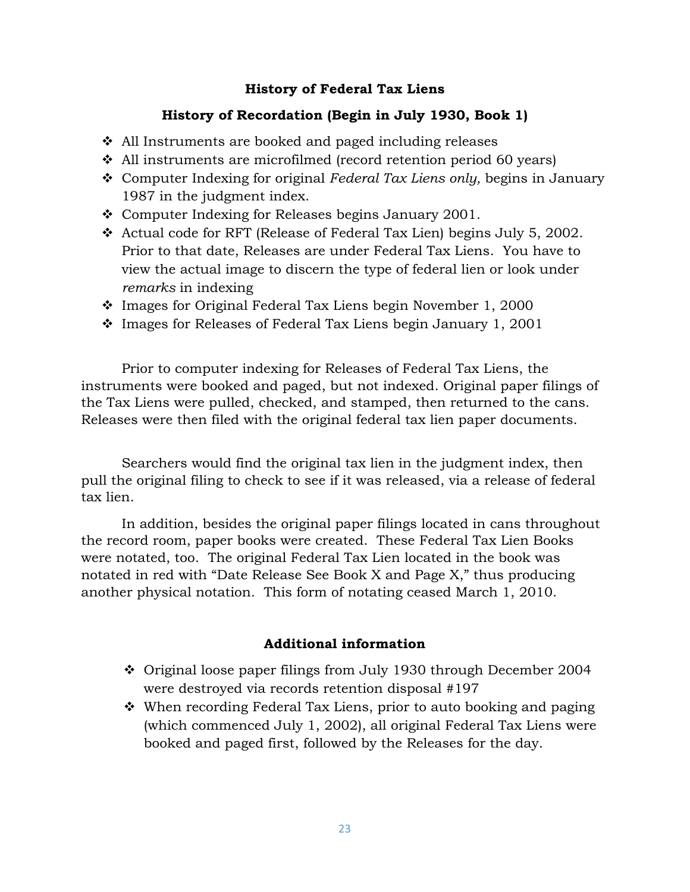## History of Federal Tax Liens

### History of Recordation (Begin in July 1930, Book 1)

- All Instruments are booked and paged including releases
- All instruments are microfilmed (record retention period 60 years)
- Computer Indexing for original *Federal Tax Liens only,* begins in January 1987 in the judgment index.
- Computer Indexing for Releases begins January 2001.
- Actual code for RFT (Release of Federal Tax Lien) begins July 5, 2002. Prior to that date, Releases are under Federal Tax Liens. You have to view the actual image to discern the type of federal lien or look under *remarks* in indexing
- Images for Original Federal Tax Liens begin November 1, 2000
- Images for Releases of Federal Tax Liens begin January 1, 2001

Prior to computer indexing for Releases of Federal Tax Liens, the instruments were booked and paged, but not indexed. Original paper filings of the Tax Liens were pulled, checked, and stamped, then returned to the cans. Releases were then filed with the original federal tax lien paper documents.

Searchers would find the original tax lien in the judgment index, then pull the original filing to check to see if it was released, via a release of federal tax lien.

In addition, besides the original paper filings located in cans throughout the record room, paper books were created. These Federal Tax Lien Books were notated, too. The original Federal Tax Lien located in the book was notated in red with "Date Release See Book X and Page X," thus producing another physical notation. This form of notating ceased March 1, 2010.

### Additional information

- Original loose paper filings from July 1930 through December 2004 were destroyed via records retention disposal #197
- When recording Federal Tax Liens, prior to auto booking and paging (which commenced July 1, 2002), all original Federal Tax Liens were booked and paged first, followed by the Releases for the day.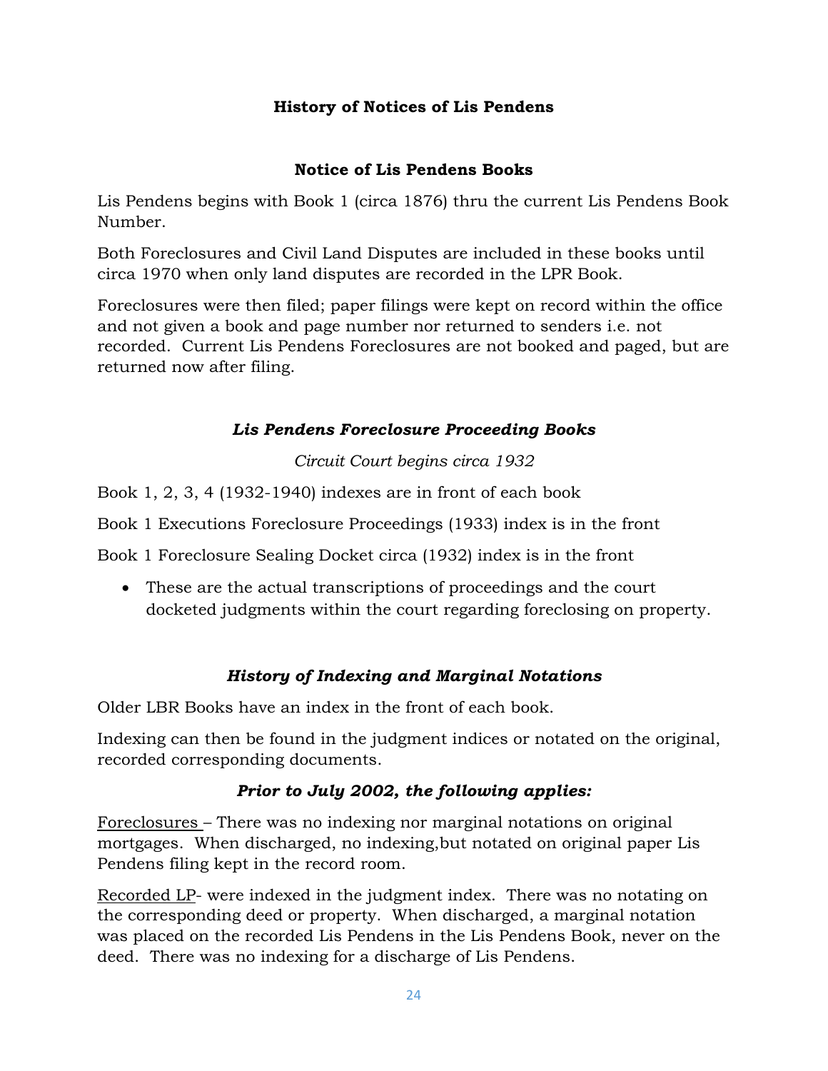## History of Notices of Lis Pendens

### Notice of Lis Pendens Books

Lis Pendens begins with Book 1 (circa 1876) thru the current Lis Pendens Book Number.

Both Foreclosures and Civil Land Disputes are included in these books until circa 1970 when only land disputes are recorded in the LPR Book.

Foreclosures were then filed; paper filings were kept on record within the office and not given a book and page number nor returned to senders i.e. not recorded. Current Lis Pendens Foreclosures are not booked and paged, but are returned now after filing.

### *Lis Pendens Foreclosure Proceeding Books*

*Circuit Court begins circa 1932*

Book 1, 2, 3, 4 (1932-1940) indexes are in front of each book

Book 1 Executions Foreclosure Proceedings (1933) index is in the front

Book 1 Foreclosure Sealing Docket circa (1932) index is in the front

- These are the actual transcriptions of proceedings and the court docketed judgments within the court regarding foreclosing on property.

### *History of Indexing and Marginal Notations*

Older LBR Books have an index in the front of each book.

Indexing can then be found in the judgment indices or notated on the original, recorded corresponding documents.

#### *Prior to July 2002, the following applies:*

Foreclosures – There was no indexing nor marginal notations on original mortgages. When discharged, no indexing,but notated on original paper Lis Pendens filing kept in the record room.

Recorded LP- were indexed in the judgment index. There was no notating on the corresponding deed or property. When discharged, a marginal notation was placed on the recorded Lis Pendens in the Lis Pendens Book, never on the deed. There was no indexing for a discharge of Lis Pendens.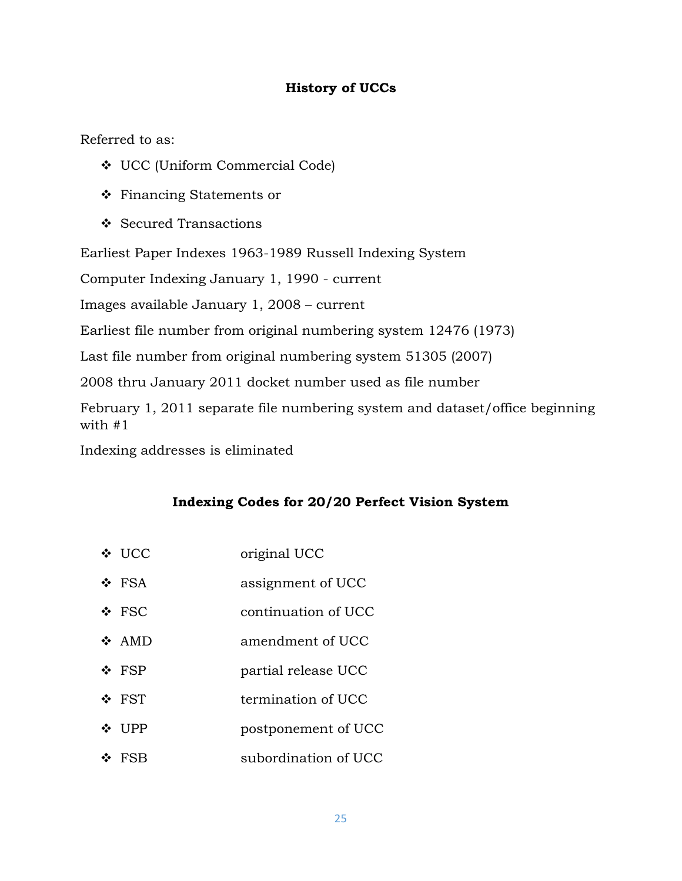## History of UCCs

Referred to as:

- UCC (Uniform Commercial Code)
- Financing Statements or
- Secured Transactions

Earliest Paper Indexes 1963-1989 Russell Indexing System

Computer Indexing January 1, 1990 - current

Images available January 1, 2008 – current

Earliest file number from original numbering system 12476 (1973)

Last file number from original numbering system 51305 (2007)

2008 thru January 2011 docket number used as file number

February 1, 2011 separate file numbering system and dataset/office beginning with #1

Indexing addresses is eliminated

## Indexing Codes for 20/20 Perfect Vision System

- UCC — original UCC
- FSA — assignment of UCC
- FSC — continuation of UCC
- AMD — amendment of UCC
- FSP — partial release UCC
- FST — termination of UCC
- UPP — postponement of UCC
- FSB — subordination of UCC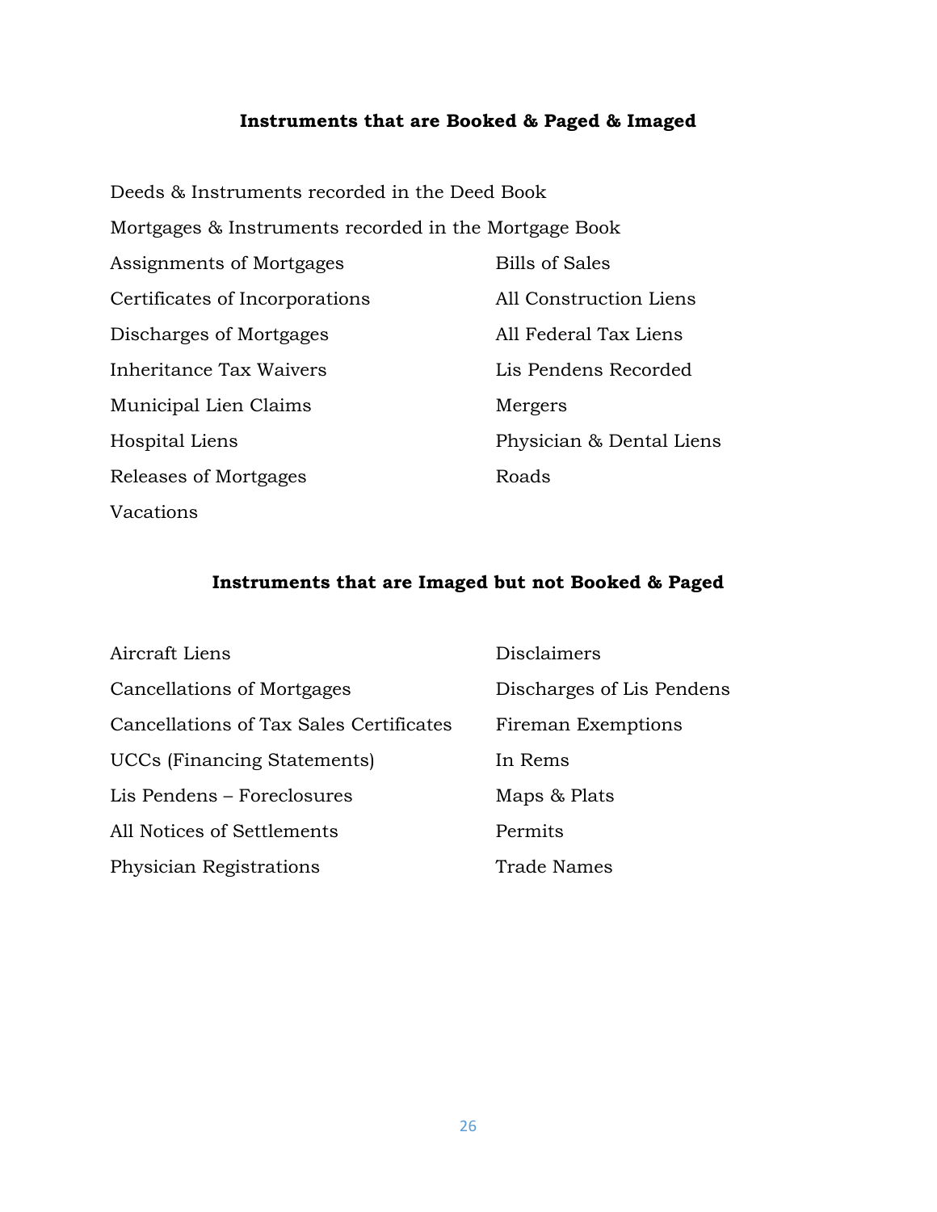### Instruments that are Booked & Paged & Imaged

Deeds & Instruments recorded in the Deed Book

Mortgages & Instruments recorded in the Mortgage Book

Assignments of Mortgages

Certificates of Incorporations

Discharges of Mortgages

Inheritance Tax Waivers

Municipal Lien Claims

Hospital Liens

Releases of Mortgages

Vacations

Bills of Sales

All Construction Liens

All Federal Tax Liens

Lis Pendens Recorded

Mergers

Physician & Dental Liens

Roads

### Instruments that are Imaged but not Booked & Paged

Aircraft Liens

Cancellations of Mortgages

Cancellations of Tax Sales Certificates

UCCs (Financing Statements)

Lis Pendens – Foreclosures

All Notices of Settlements

Physician Registrations

Disclaimers

Discharges of Lis Pendens

Fireman Exemptions

In Rems

Maps & Plats

Permits

Trade Names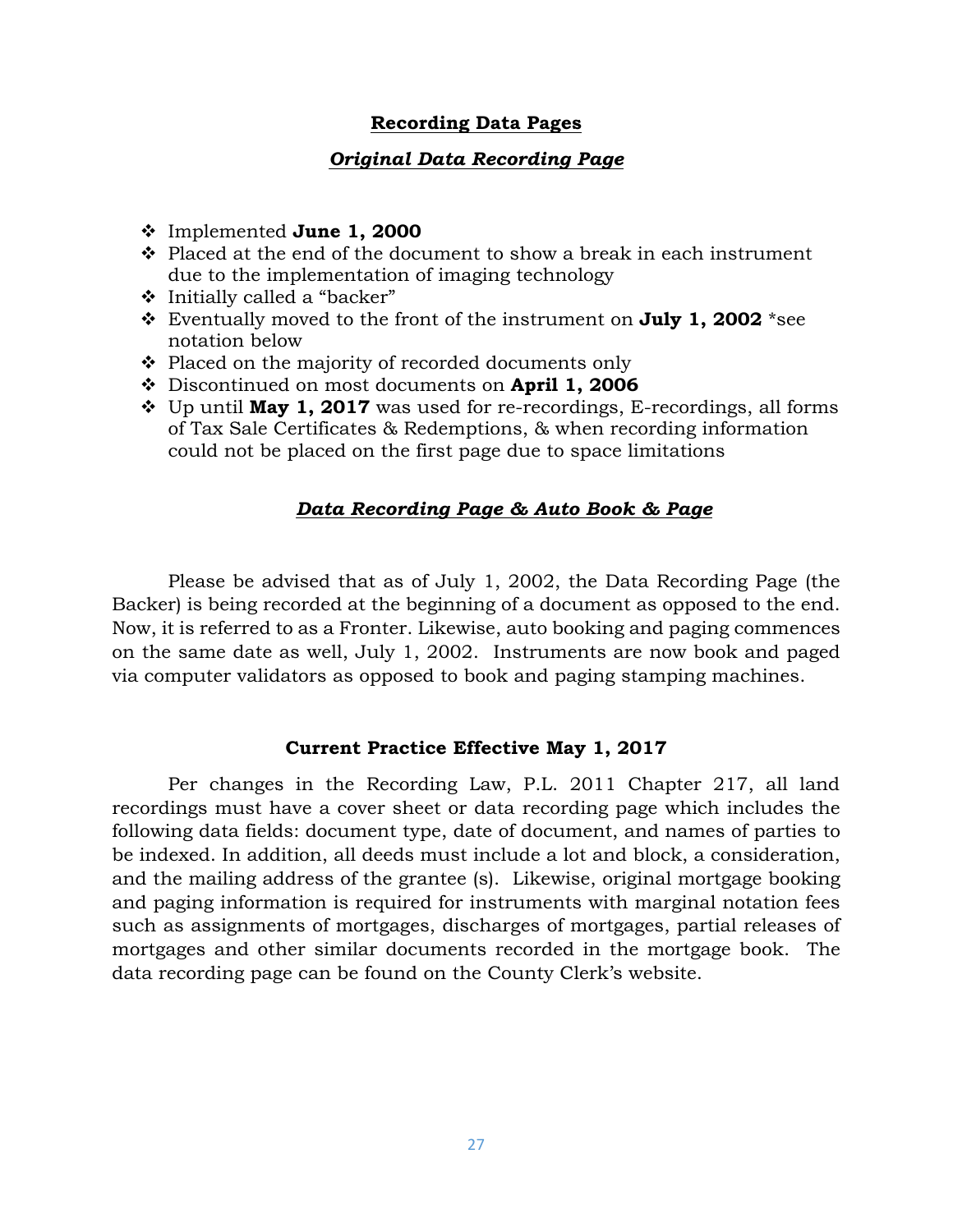## **Recording Data Pages**

### ***Original Data Recording Page***

- Implemented **June 1, 2000**
- Placed at the end of the document to show a break in each instrument due to the implementation of imaging technology
- Initially called a "backer"
- Eventually moved to the front of the instrument on **July 1, 2002** *see notation below
- Placed on the majority of recorded documents only
- Discontinued on most documents on **April 1, 2006**
- Up until **May 1, 2017** was used for re-recordings, E-recordings, all forms of Tax Sale Certificates & Redemptions, & when recording information could not be placed on the first page due to space limitations

### ***Data Recording Page & Auto Book & Page***

Please be advised that as of July 1, 2002, the Data Recording Page (the Backer) is being recorded at the beginning of a document as opposed to the end. Now, it is referred to as a Fronter. Likewise, auto booking and paging commences on the same date as well, July 1, 2002. Instruments are now book and paged via computer validators as opposed to book and paging stamping machines.

### **Current Practice Effective May 1, 2017**

Per changes in the Recording Law, P.L. 2011 Chapter 217, all land recordings must have a cover sheet or data recording page which includes the following data fields: document type, date of document, and names of parties to be indexed. In addition, all deeds must include a lot and block, a consideration, and the mailing address of the grantee (s). Likewise, original mortgage booking and paging information is required for instruments with marginal notation fees such as assignments of mortgages, discharges of mortgages, partial releases of mortgages and other similar documents recorded in the mortgage book. The data recording page can be found on the County Clerk's website.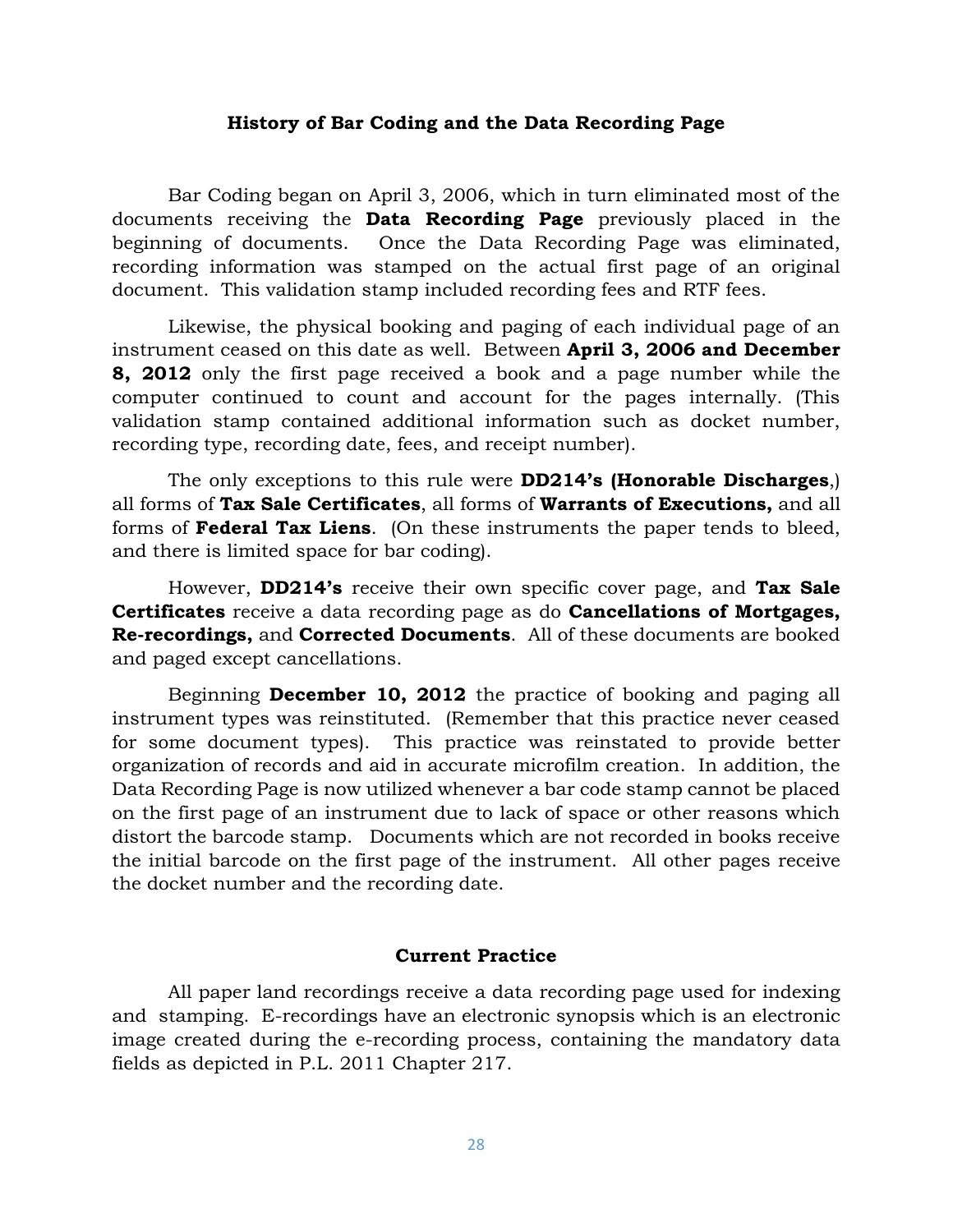## History of Bar Coding and the Data Recording Page

Bar Coding began on April 3, 2006, which in turn eliminated most of the documents receiving the **Data Recording Page** previously placed in the beginning of documents. Once the Data Recording Page was eliminated, recording information was stamped on the actual first page of an original document. This validation stamp included recording fees and RTF fees.

Likewise, the physical booking and paging of each individual page of an instrument ceased on this date as well. Between **April 3, 2006 and December 8, 2012** only the first page received a book and a page number while the computer continued to count and account for the pages internally. (This validation stamp contained additional information such as docket number, recording type, recording date, fees, and receipt number).

The only exceptions to this rule were **DD214's (Honorable Discharges**,) all forms of **Tax Sale Certificates**, all forms of **Warrants of Executions,** and all forms of **Federal Tax Liens**. (On these instruments the paper tends to bleed, and there is limited space for bar coding).

However, **DD214's** receive their own specific cover page, and **Tax Sale Certificates** receive a data recording page as do **Cancellations of Mortgages, Re-recordings,** and **Corrected Documents**. All of these documents are booked and paged except cancellations.

Beginning **December 10, 2012** the practice of booking and paging all instrument types was reinstituted. (Remember that this practice never ceased for some document types). This practice was reinstated to provide better organization of records and aid in accurate microfilm creation. In addition, the Data Recording Page is now utilized whenever a bar code stamp cannot be placed on the first page of an instrument due to lack of space or other reasons which distort the barcode stamp. Documents which are not recorded in books receive the initial barcode on the first page of the instrument. All other pages receive the docket number and the recording date.

## Current Practice

All paper land recordings receive a data recording page used for indexing and stamping. E-recordings have an electronic synopsis which is an electronic image created during the e-recording process, containing the mandatory data fields as depicted in P.L. 2011 Chapter 217.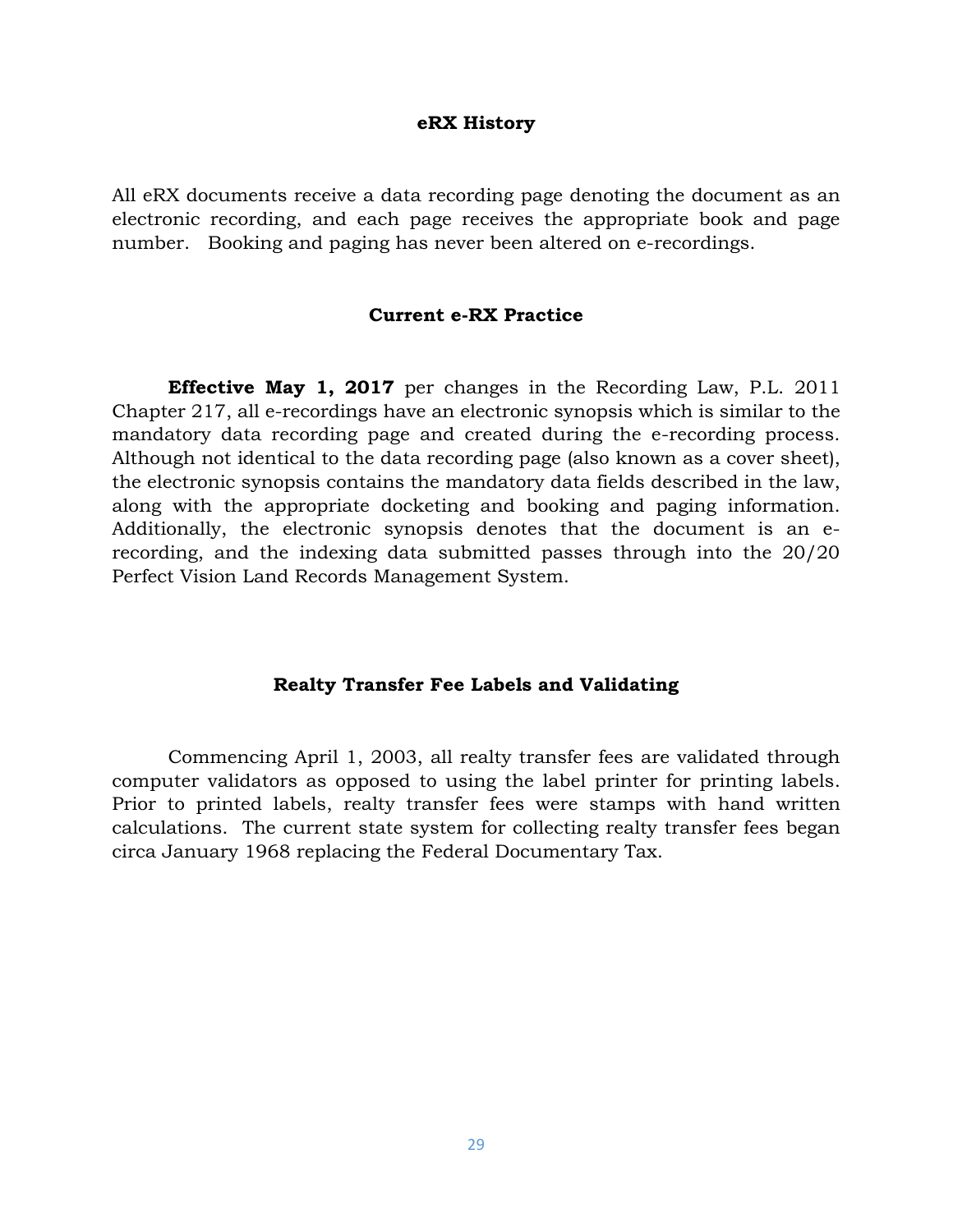## eRX History

All eRX documents receive a data recording page denoting the document as an electronic recording, and each page receives the appropriate book and page number. Booking and paging has never been altered on e-recordings.

## Current e-RX Practice

**Effective May 1, 2017** per changes in the Recording Law, P.L. 2011 Chapter 217, all e-recordings have an electronic synopsis which is similar to the mandatory data recording page and created during the e-recording process. Although not identical to the data recording page (also known as a cover sheet), the electronic synopsis contains the mandatory data fields described in the law, along with the appropriate docketing and booking and paging information. Additionally, the electronic synopsis denotes that the document is an e-recording, and the indexing data submitted passes through into the 20/20 Perfect Vision Land Records Management System.

## Realty Transfer Fee Labels and Validating

Commencing April 1, 2003, all realty transfer fees are validated through computer validators as opposed to using the label printer for printing labels. Prior to printed labels, realty transfer fees were stamps with hand written calculations. The current state system for collecting realty transfer fees began circa January 1968 replacing the Federal Documentary Tax.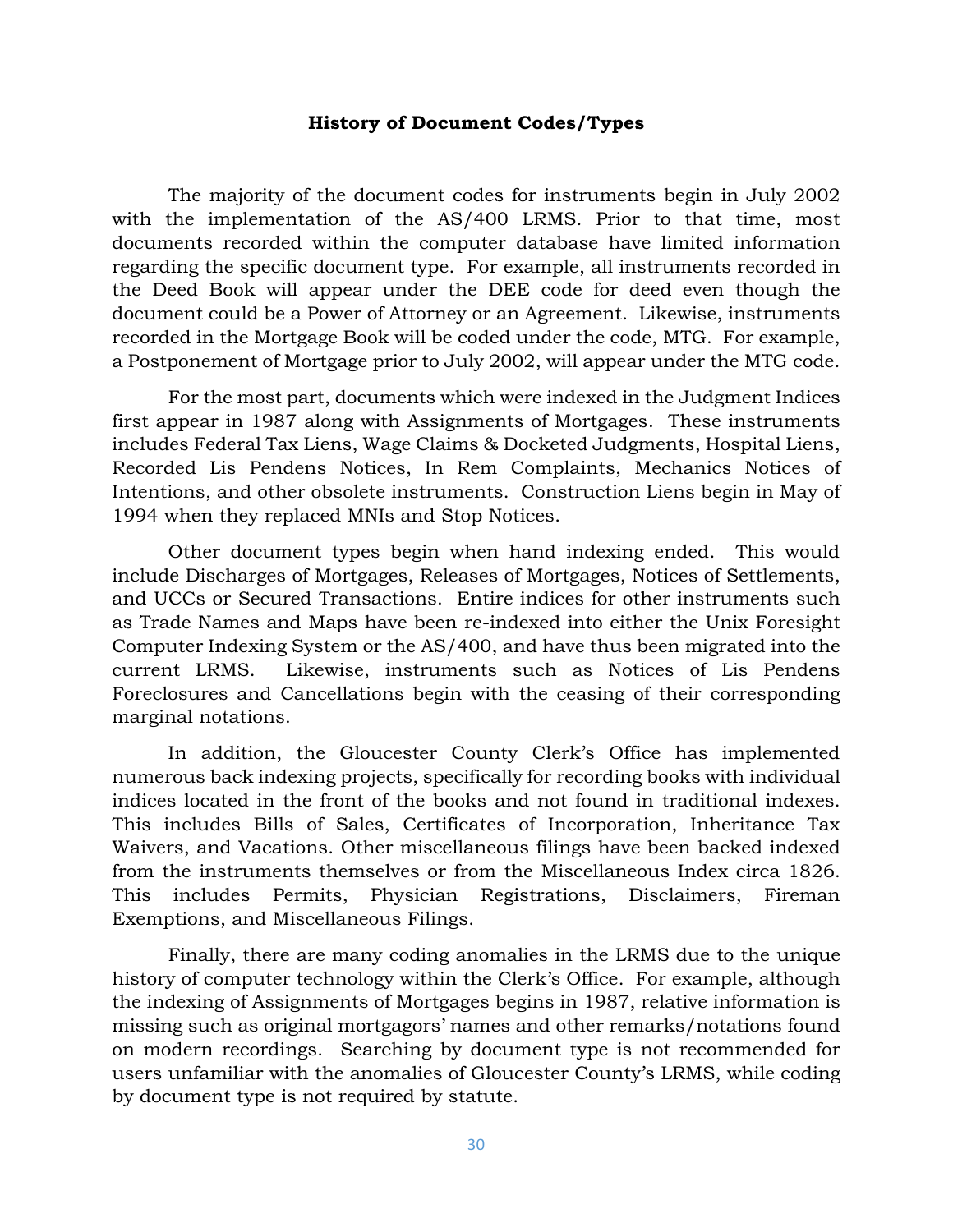## History of Document Codes/Types

The majority of the document codes for instruments begin in July 2002 with the implementation of the AS/400 LRMS. Prior to that time, most documents recorded within the computer database have limited information regarding the specific document type. For example, all instruments recorded in the Deed Book will appear under the DEE code for deed even though the document could be a Power of Attorney or an Agreement. Likewise, instruments recorded in the Mortgage Book will be coded under the code, MTG. For example, a Postponement of Mortgage prior to July 2002, will appear under the MTG code.

For the most part, documents which were indexed in the Judgment Indices first appear in 1987 along with Assignments of Mortgages. These instruments includes Federal Tax Liens, Wage Claims & Docketed Judgments, Hospital Liens, Recorded Lis Pendens Notices, In Rem Complaints, Mechanics Notices of Intentions, and other obsolete instruments. Construction Liens begin in May of 1994 when they replaced MNIs and Stop Notices.

Other document types begin when hand indexing ended. This would include Discharges of Mortgages, Releases of Mortgages, Notices of Settlements, and UCCs or Secured Transactions. Entire indices for other instruments such as Trade Names and Maps have been re-indexed into either the Unix Foresight Computer Indexing System or the AS/400, and have thus been migrated into the current LRMS. Likewise, instruments such as Notices of Lis Pendens Foreclosures and Cancellations begin with the ceasing of their corresponding marginal notations.

In addition, the Gloucester County Clerk's Office has implemented numerous back indexing projects, specifically for recording books with individual indices located in the front of the books and not found in traditional indexes. This includes Bills of Sales, Certificates of Incorporation, Inheritance Tax Waivers, and Vacations. Other miscellaneous filings have been backed indexed from the instruments themselves or from the Miscellaneous Index circa 1826. This includes Permits, Physician Registrations, Disclaimers, Fireman Exemptions, and Miscellaneous Filings.

Finally, there are many coding anomalies in the LRMS due to the unique history of computer technology within the Clerk's Office. For example, although the indexing of Assignments of Mortgages begins in 1987, relative information is missing such as original mortgagors' names and other remarks/notations found on modern recordings. Searching by document type is not recommended for users unfamiliar with the anomalies of Gloucester County's LRMS, while coding by document type is not required by statute.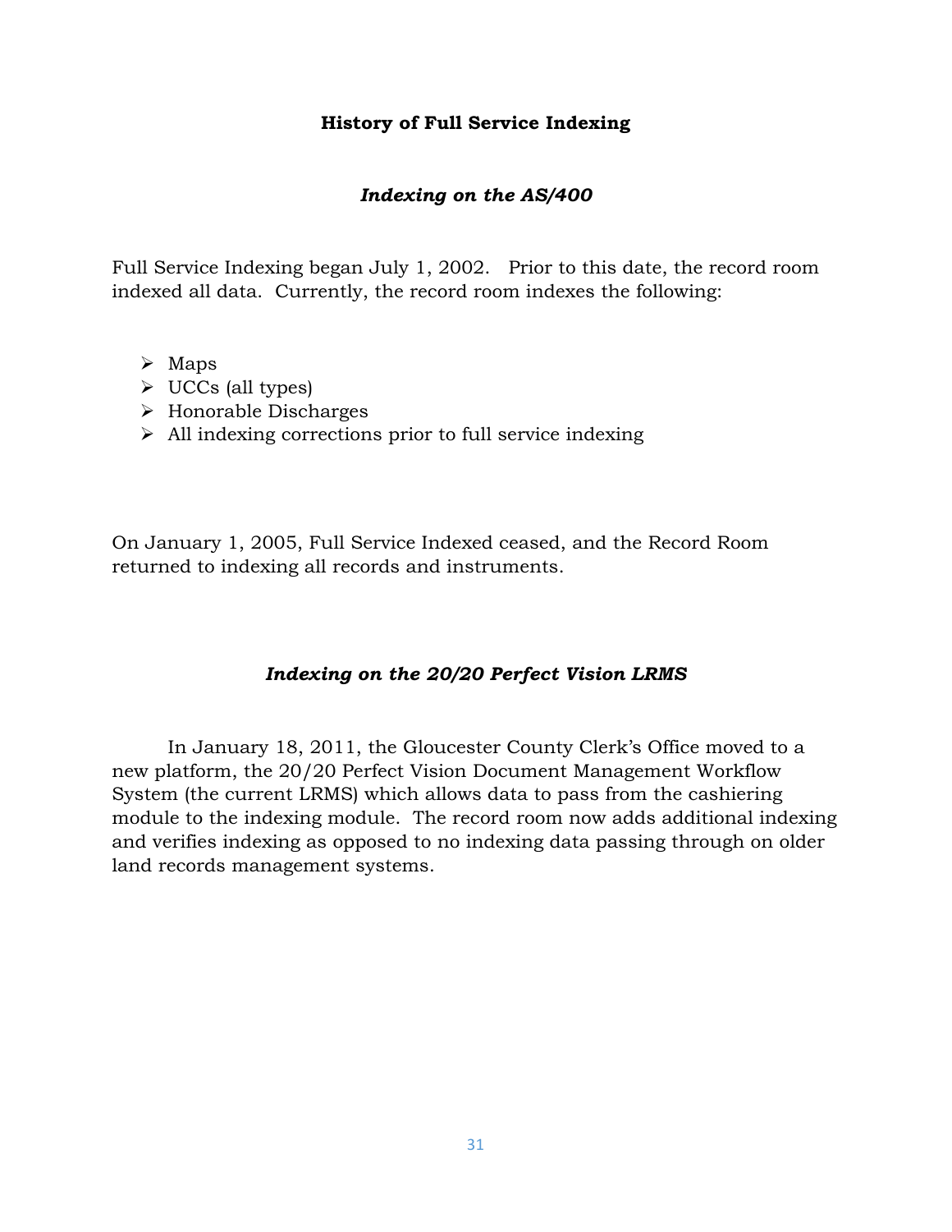## History of Full Service Indexing

### *Indexing on the AS/400*

Full Service Indexing began July 1, 2002. Prior to this date, the record room indexed all data. Currently, the record room indexes the following:

- Maps
- UCCs (all types)
- Honorable Discharges
- All indexing corrections prior to full service indexing

On January 1, 2005, Full Service Indexed ceased, and the Record Room returned to indexing all records and instruments.

### *Indexing on the 20/20 Perfect Vision LRMS*

In January 18, 2011, the Gloucester County Clerk's Office moved to a new platform, the 20/20 Perfect Vision Document Management Workflow System (the current LRMS) which allows data to pass from the cashiering module to the indexing module. The record room now adds additional indexing and verifies indexing as opposed to no indexing data passing through on older land records management systems.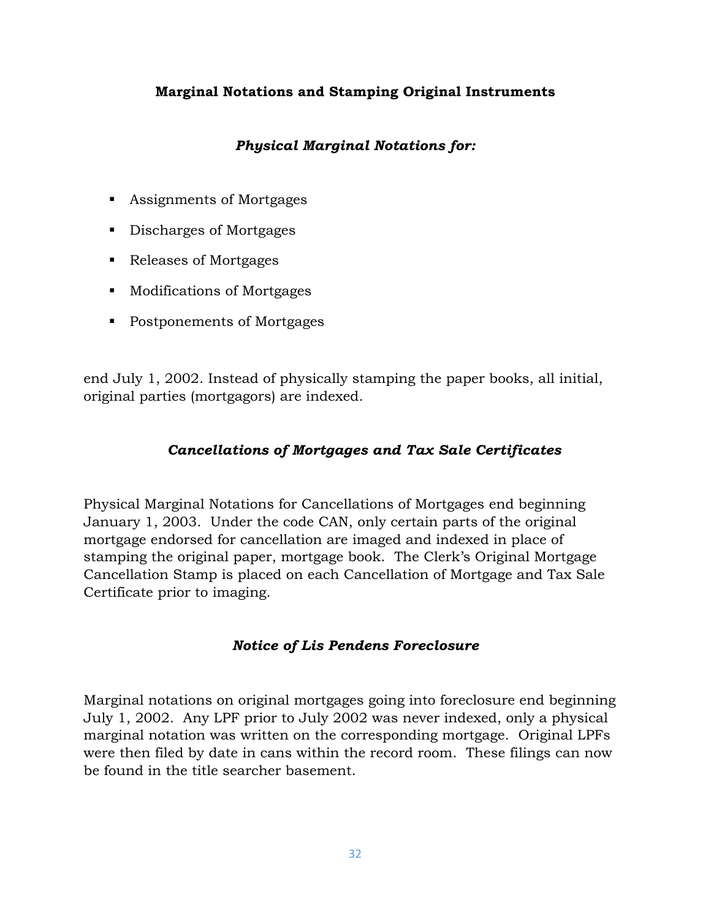## Marginal Notations and Stamping Original Instruments

### *Physical Marginal Notations for:*

- Assignments of Mortgages
- Discharges of Mortgages
- Releases of Mortgages
- Modifications of Mortgages
- Postponements of Mortgages

end July 1, 2002. Instead of physically stamping the paper books, all initial, original parties (mortgagors) are indexed.

### *Cancellations of Mortgages and Tax Sale Certificates*

Physical Marginal Notations for Cancellations of Mortgages end beginning January 1, 2003. Under the code CAN, only certain parts of the original mortgage endorsed for cancellation are imaged and indexed in place of stamping the original paper, mortgage book. The Clerk's Original Mortgage Cancellation Stamp is placed on each Cancellation of Mortgage and Tax Sale Certificate prior to imaging.

### *Notice of Lis Pendens Foreclosure*

Marginal notations on original mortgages going into foreclosure end beginning July 1, 2002. Any LPF prior to July 2002 was never indexed, only a physical marginal notation was written on the corresponding mortgage. Original LPFs were then filed by date in cans within the record room. These filings can now be found in the title searcher basement.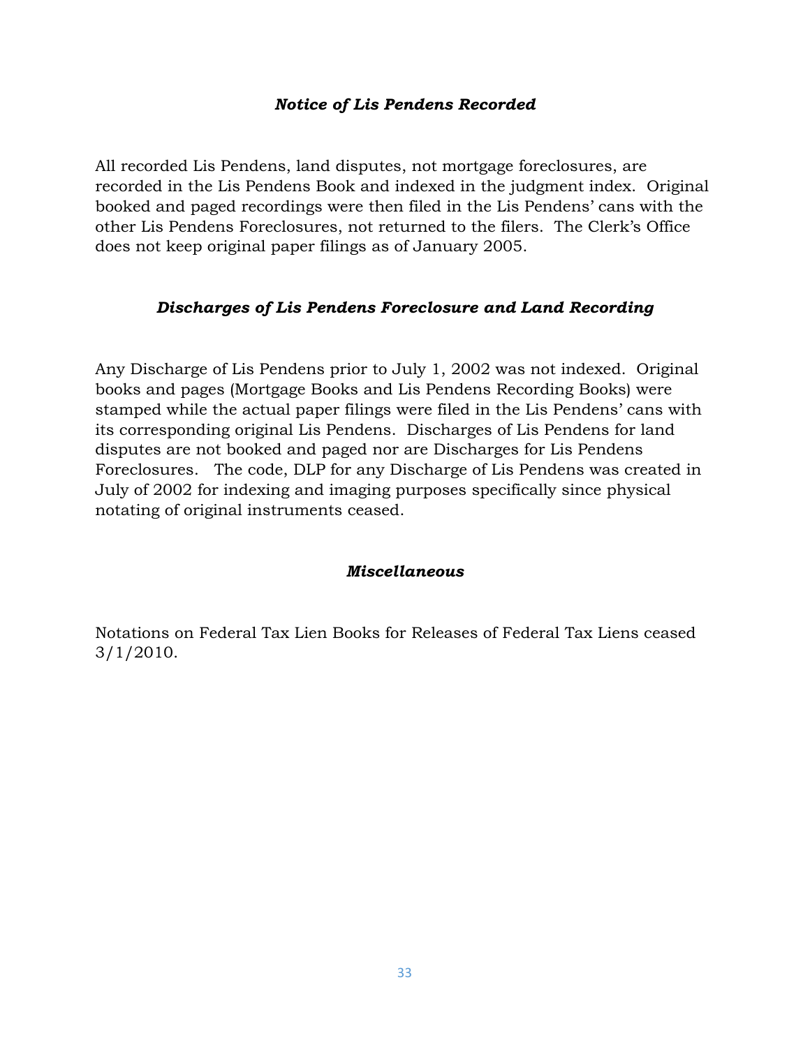### *Notice of Lis Pendens Recorded*

All recorded Lis Pendens, land disputes, not mortgage foreclosures, are recorded in the Lis Pendens Book and indexed in the judgment index. Original booked and paged recordings were then filed in the Lis Pendens' cans with the other Lis Pendens Foreclosures, not returned to the filers. The Clerk's Office does not keep original paper filings as of January 2005.

### *Discharges of Lis Pendens Foreclosure and Land Recording*

Any Discharge of Lis Pendens prior to July 1, 2002 was not indexed. Original books and pages (Mortgage Books and Lis Pendens Recording Books) were stamped while the actual paper filings were filed in the Lis Pendens' cans with its corresponding original Lis Pendens. Discharges of Lis Pendens for land disputes are not booked and paged nor are Discharges for Lis Pendens Foreclosures. The code, DLP for any Discharge of Lis Pendens was created in July of 2002 for indexing and imaging purposes specifically since physical notating of original instruments ceased.

### *Miscellaneous*

Notations on Federal Tax Lien Books for Releases of Federal Tax Liens ceased 3/1/2010.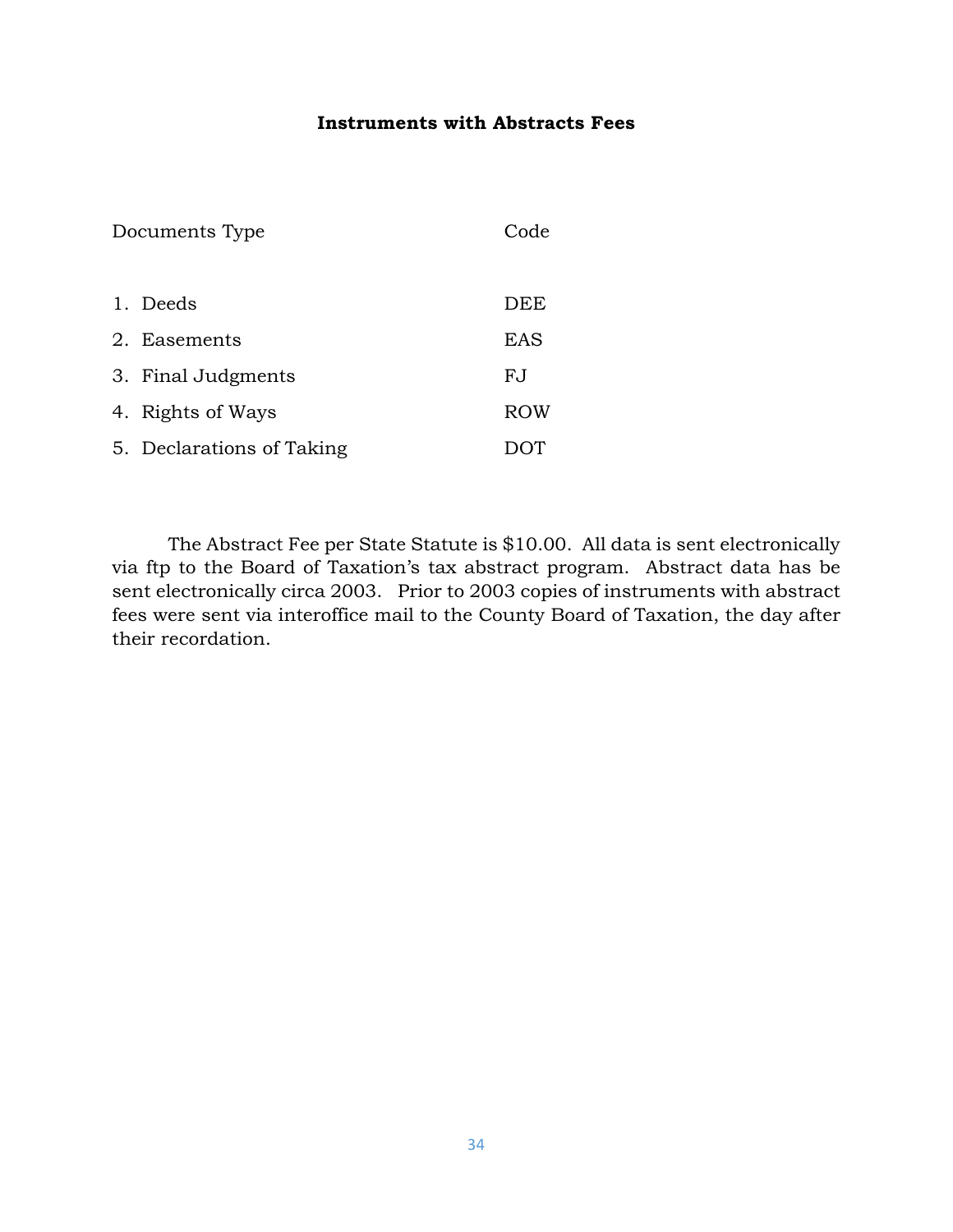### Instruments with Abstracts Fees

| Documents Type | Code |
| --- | --- |
| 1. Deeds | DEE |
| 2. Easements | EAS |
| 3. Final Judgments | FJ |
| 4. Rights of Ways | ROW |
| 5. Declarations of Taking | DOT |

The Abstract Fee per State Statute is $10.00. All data is sent electronically via ftp to the Board of Taxation's tax abstract program. Abstract data has be sent electronically circa 2003. Prior to 2003 copies of instruments with abstract fees were sent via interoffice mail to the County Board of Taxation, the day after their recordation.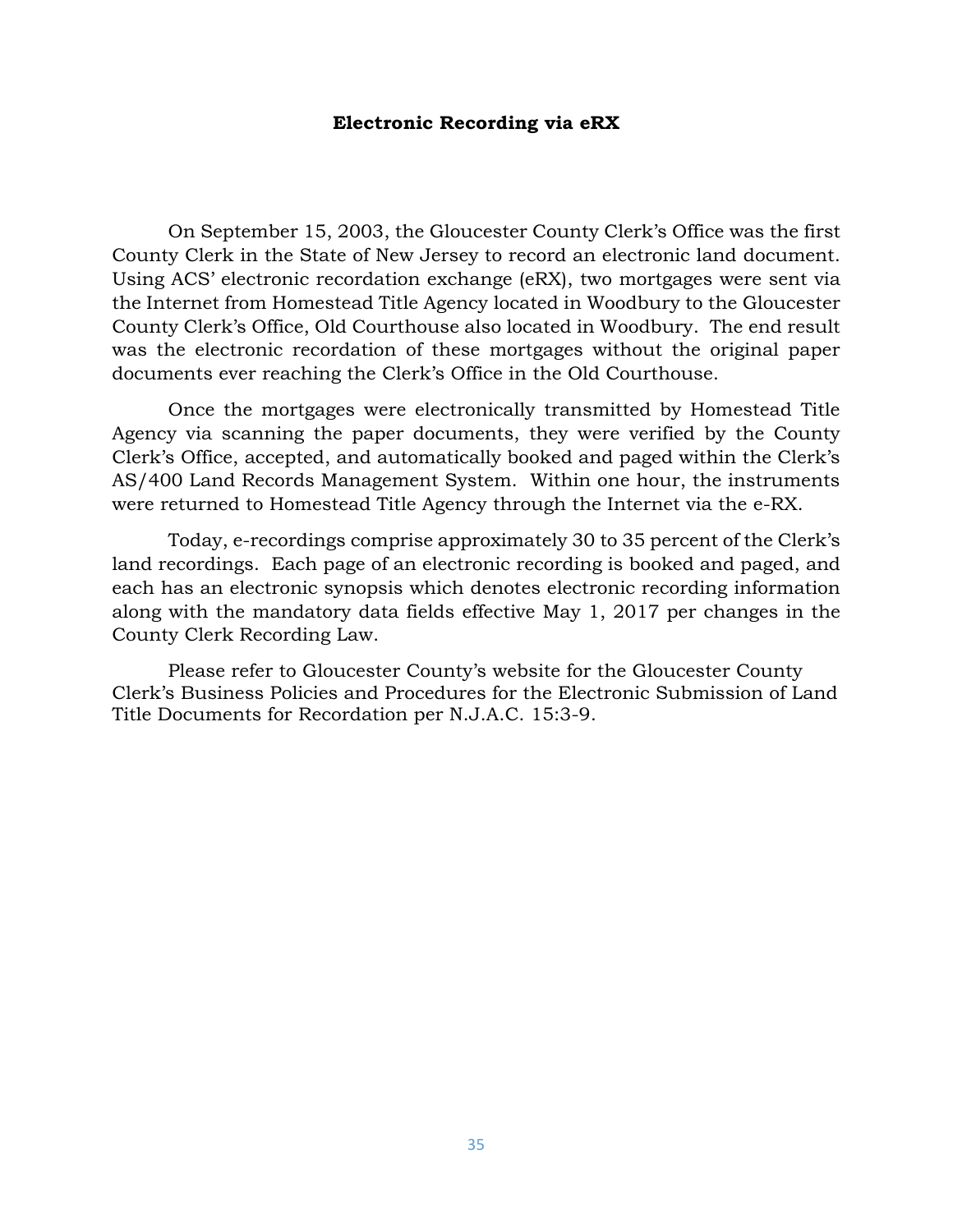## Electronic Recording via eRX

On September 15, 2003, the Gloucester County Clerk's Office was the first County Clerk in the State of New Jersey to record an electronic land document. Using ACS' electronic recordation exchange (eRX), two mortgages were sent via the Internet from Homestead Title Agency located in Woodbury to the Gloucester County Clerk's Office, Old Courthouse also located in Woodbury. The end result was the electronic recordation of these mortgages without the original paper documents ever reaching the Clerk's Office in the Old Courthouse.

Once the mortgages were electronically transmitted by Homestead Title Agency via scanning the paper documents, they were verified by the County Clerk's Office, accepted, and automatically booked and paged within the Clerk's AS/400 Land Records Management System. Within one hour, the instruments were returned to Homestead Title Agency through the Internet via the e-RX.

Today, e-recordings comprise approximately 30 to 35 percent of the Clerk's land recordings. Each page of an electronic recording is booked and paged, and each has an electronic synopsis which denotes electronic recording information along with the mandatory data fields effective May 1, 2017 per changes in the County Clerk Recording Law.

Please refer to Gloucester County's website for the Gloucester County Clerk's Business Policies and Procedures for the Electronic Submission of Land Title Documents for Recordation per N.J.A.C. 15:3-9.